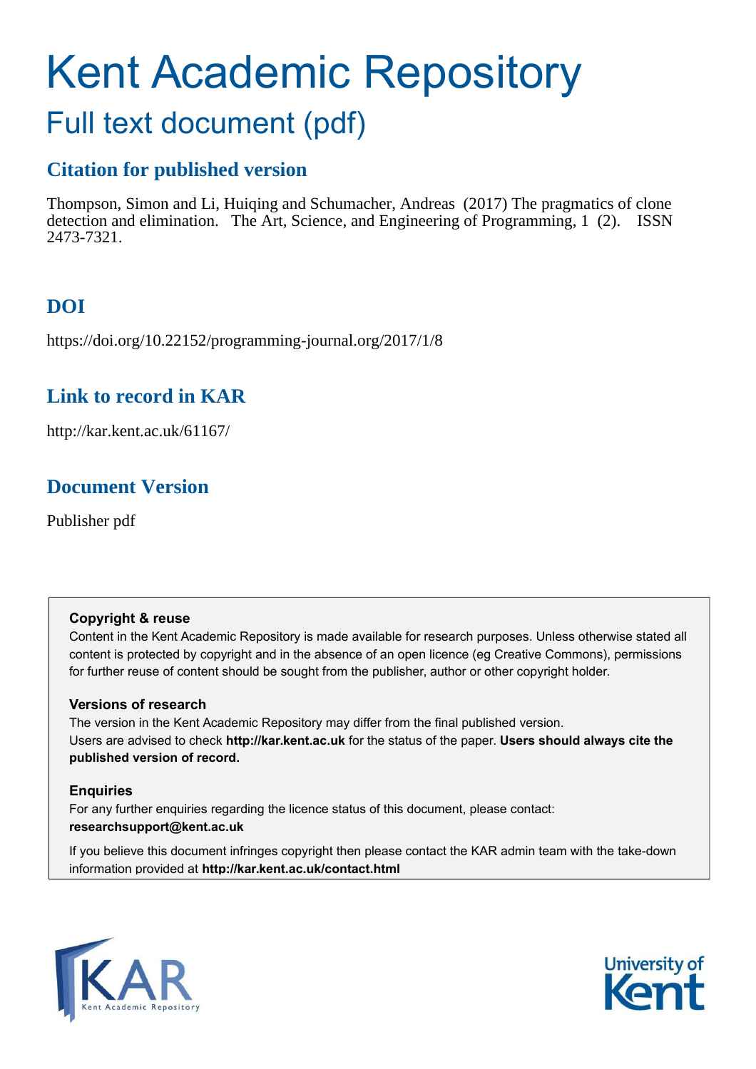# Kent Academic Repository

## Full text document (pdf)

### Citation for published version

Thompson, Simon and Li, Huiqing and Schumacher, Andreas (2017) The pragmatics of clone detection and elimination. The Art, Science, and Engineering of Programming, 1 (2). ISSN 2473-7321.

### DOI

https://doi.org/10.22152/programming-journal.org/2017/1/8

### Link to record in KAR

http://kar.kent.ac.uk/61167/

### Document Version

Publisher pdf

**Copyright & reuse**

Content in the Kent Academic Repository is made available for research purposes. Unless otherwise stated all content is protected by copyright and in the absence of an open licence (eg Creative Commons), permissions for further reuse of content should be sought from the publisher, author or other copyright holder.

**Versions of research**

The version in the Kent Academic Repository may differ from the final published version.
Users are advised to check **http://kar.kent.ac.uk** for the status of the paper. **Users should always cite the published version of record.**

**Enquiries**

For any further enquiries regarding the licence status of this document, please contact:
**researchsupport@kent.ac.uk**

If you believe this document infringes copyright then please contact the KAR admin team with the take-down information provided at **http://kar.kent.ac.uk/contact.html**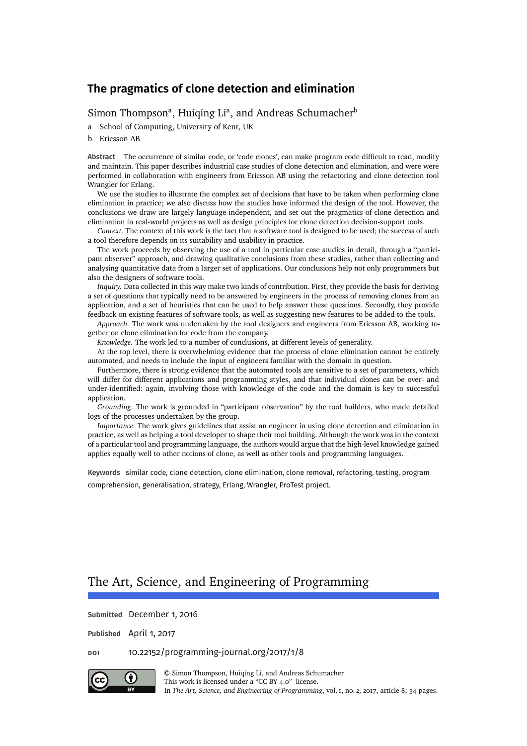# The pragmatics of clone detection and elimination

Simon Thompson[a], Huiqing Li[a], and Andreas Schumacher[b]

a School of Computing, University of Kent, UK

b Ericsson AB

**Abstract** The occurrence of similar code, or 'code clones', can make program code difficult to read, modify and maintain. This paper describes industrial case studies of clone detection and elimination, and were were performed in collaboration with engineers from Ericsson AB using the refactoring and clone detection tool Wrangler for Erlang.

We use the studies to illustrate the complex set of decisions that have to be taken when performing clone elimination in practice; we also discuss how the studies have informed the design of the tool. However, the conclusions we draw are largely language-independent, and set out the pragmatics of clone detection and elimination in real-world projects as well as design principles for clone detection decision-support tools.

*Context.* The context of this work is the fact that a software tool is designed to be used; the success of such a tool therefore depends on its suitability and usability in practice.

The work proceeds by observing the use of a tool in particular case studies in detail, through a "participant observer" approach, and drawing qualitative conclusions from these studies, rather than collecting and analysing quantitative data from a larger set of applications. Our conclusions help not only programmers but also the designers of software tools.

*Inquiry.* Data collected in this way make two kinds of contribution. First, they provide the basis for deriving a set of questions that typically need to be answered by engineers in the process of removing clones from an application, and a set of heuristics that can be used to help answer these questions. Secondly, they provide feedback on existing features of software tools, as well as suggesting new features to be added to the tools.

*Approach.* The work was undertaken by the tool designers and engineers from Ericsson AB, working together on clone elimination for code from the company.

*Knowledge.* The work led to a number of conclusions, at different levels of generality.

At the top level, there is overwhelming evidence that the process of clone elimination cannot be entirely automated, and needs to include the input of engineers familiar with the domain in question.

Furthermore, there is strong evidence that the automated tools are sensitive to a set of parameters, which will differ for different applications and programming styles, and that individual clones can be over- and under-identified: again, involving those with knowledge of the code and the domain is key to successful application.

*Grounding.* The work is grounded in "participant observation" by the tool builders, who made detailed logs of the processes undertaken by the group.

*Importance.* The work gives guidelines that assist an engineer in using clone detection and elimination in practice, as well as helping a tool developer to shape their tool building. Although the work was in the context of a particular tool and programming language, the authors would argue that the high-level knowledge gained applies equally well to other notions of clone, as well as other tools and programming languages.

**Keywords** similar code, clone detection, clone elimination, clone removal, refactoring, testing, program comprehension, generalisation, strategy, Erlang, Wrangler, ProTest project.

## The Art, Science, and Engineering of Programming

**Submitted** December 1, 2016

**Published** April 1, 2017

**DOI** 10.22152/programming-journal.org/2017/1/8

© Simon Thompson, Huiqing Li, and Andreas Schumacher
This work is licensed under a "CC BY 4.0" license.
In *The Art, Science, and Engineering of Programming*, vol. 1, no. 2, 2017, article 8; 34 pages.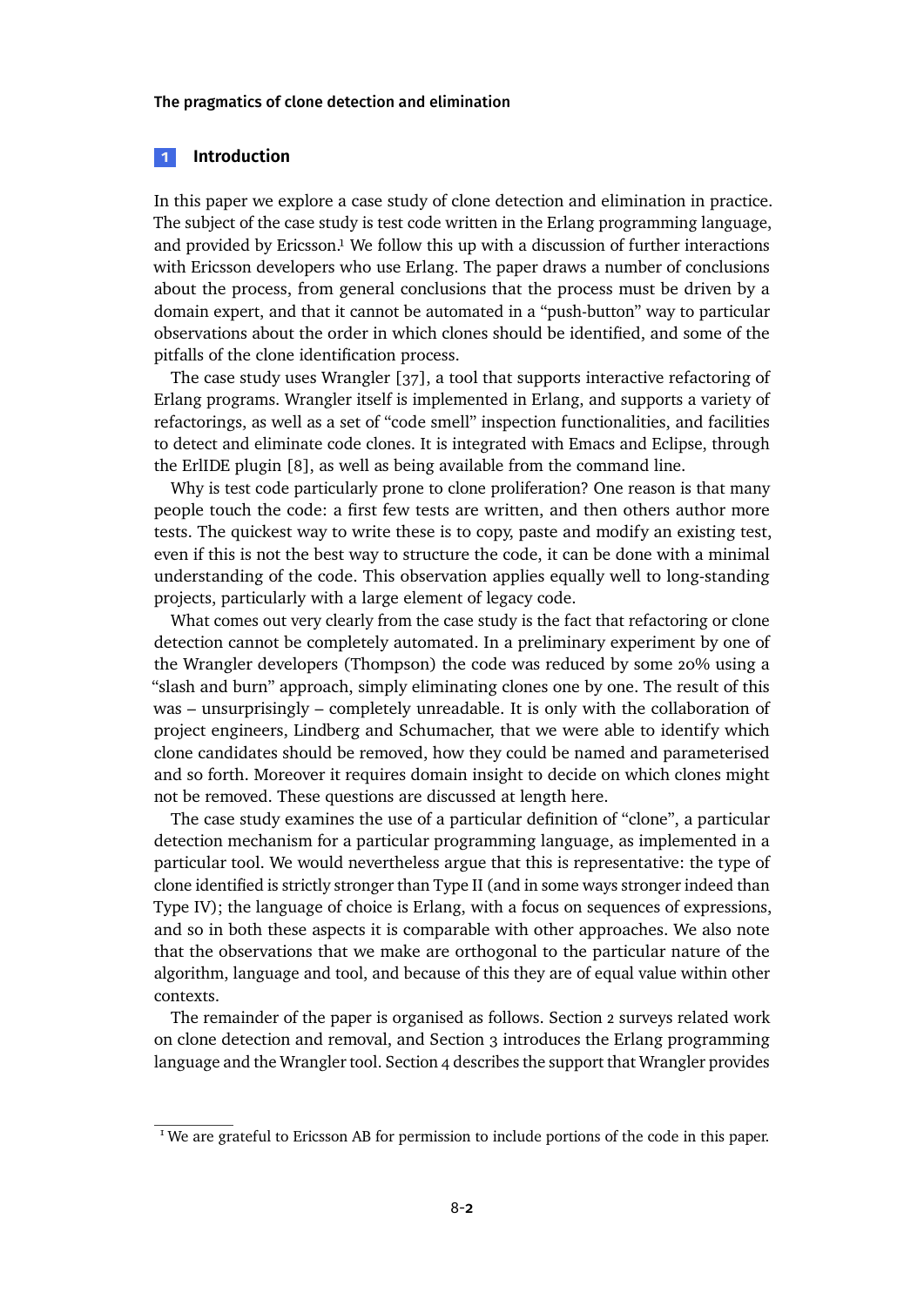## 1 Introduction

In this paper we explore a case study of clone detection and elimination in practice. The subject of the case study is test code written in the Erlang programming language, and provided by Ericsson.[1] We follow this up with a discussion of further interactions with Ericsson developers who use Erlang. The paper draws a number of conclusions about the process, from general conclusions that the process must be driven by a domain expert, and that it cannot be automated in a "push-button" way to particular observations about the order in which clones should be identified, and some of the pitfalls of the clone identification process.

The case study uses Wrangler [37], a tool that supports interactive refactoring of Erlang programs. Wrangler itself is implemented in Erlang, and supports a variety of refactorings, as well as a set of "code smell" inspection functionalities, and facilities to detect and eliminate code clones. It is integrated with Emacs and Eclipse, through the ErlIDE plugin [8], as well as being available from the command line.

Why is test code particularly prone to clone proliferation? One reason is that many people touch the code: a first few tests are written, and then others author more tests. The quickest way to write these is to copy, paste and modify an existing test, even if this is not the best way to structure the code, it can be done with a minimal understanding of the code. This observation applies equally well to long-standing projects, particularly with a large element of legacy code.

What comes out very clearly from the case study is the fact that refactoring or clone detection cannot be completely automated. In a preliminary experiment by one of the Wrangler developers (Thompson) the code was reduced by some 20% using a "slash and burn" approach, simply eliminating clones one by one. The result of this was – unsurprisingly – completely unreadable. It is only with the collaboration of project engineers, Lindberg and Schumacher, that we were able to identify which clone candidates should be removed, how they could be named and parameterised and so forth. Moreover it requires domain insight to decide on which clones might not be removed. These questions are discussed at length here.

The case study examines the use of a particular definition of "clone", a particular detection mechanism for a particular programming language, as implemented in a particular tool. We would nevertheless argue that this is representative: the type of clone identified is strictly stronger than Type II (and in some ways stronger indeed than Type IV); the language of choice is Erlang, with a focus on sequences of expressions, and so in both these aspects it is comparable with other approaches. We also note that the observations that we make are orthogonal to the particular nature of the algorithm, language and tool, and because of this they are of equal value within other contexts.

The remainder of the paper is organised as follows. Section 2 surveys related work on clone detection and removal, and Section 3 introduces the Erlang programming language and the Wrangler tool. Section 4 describes the support that Wrangler provides

---

[1] We are grateful to Ericsson AB for permission to include portions of the code in this paper.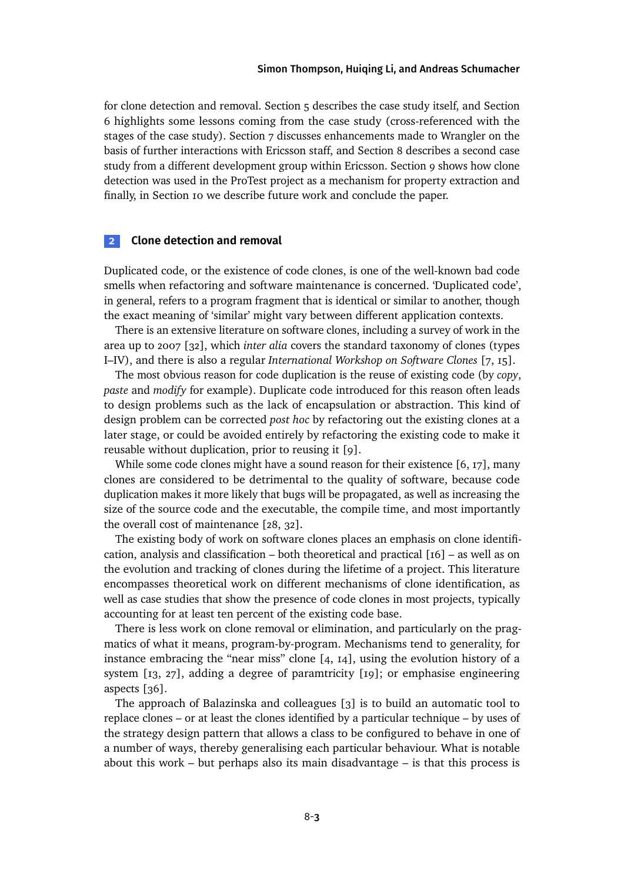for clone detection and removal. Section 5 describes the case study itself, and Section 6 highlights some lessons coming from the case study (cross-referenced with the stages of the case study). Section 7 discusses enhancements made to Wrangler on the basis of further interactions with Ericsson staff, and Section 8 describes a second case study from a different development group within Ericsson. Section 9 shows how clone detection was used in the ProTest project as a mechanism for property extraction and finally, in Section 10 we describe future work and conclude the paper.

## 2 Clone detection and removal

Duplicated code, or the existence of code clones, is one of the well-known bad code smells when refactoring and software maintenance is concerned. 'Duplicated code', in general, refers to a program fragment that is identical or similar to another, though the exact meaning of 'similar' might vary between different application contexts.

There is an extensive literature on software clones, including a survey of work in the area up to 2007 [32], which *inter alia* covers the standard taxonomy of clones (types I–IV), and there is also a regular *International Workshop on Software Clones* [7, 15].

The most obvious reason for code duplication is the reuse of existing code (by *copy*, *paste* and *modify* for example). Duplicate code introduced for this reason often leads to design problems such as the lack of encapsulation or abstraction. This kind of design problem can be corrected *post hoc* by refactoring out the existing clones at a later stage, or could be avoided entirely by refactoring the existing code to make it reusable without duplication, prior to reusing it [9].

While some code clones might have a sound reason for their existence [6, 17], many clones are considered to be detrimental to the quality of software, because code duplication makes it more likely that bugs will be propagated, as well as increasing the size of the source code and the executable, the compile time, and most importantly the overall cost of maintenance [28, 32].

The existing body of work on software clones places an emphasis on clone identification, analysis and classification – both theoretical and practical [16] – as well as on the evolution and tracking of clones during the lifetime of a project. This literature encompasses theoretical work on different mechanisms of clone identification, as well as case studies that show the presence of code clones in most projects, typically accounting for at least ten percent of the existing code base.

There is less work on clone removal or elimination, and particularly on the pragmatics of what it means, program-by-program. Mechanisms tend to generality, for instance embracing the "near miss" clone [4, 14], using the evolution history of a system [13, 27], adding a degree of paramtricity [19]; or emphasise engineering aspects [36].

The approach of Balazinska and colleagues [3] is to build an automatic tool to replace clones – or at least the clones identified by a particular technique – by uses of the strategy design pattern that allows a class to be configured to behave in one of a number of ways, thereby generalising each particular behaviour. What is notable about this work – but perhaps also its main disadvantage – is that this process is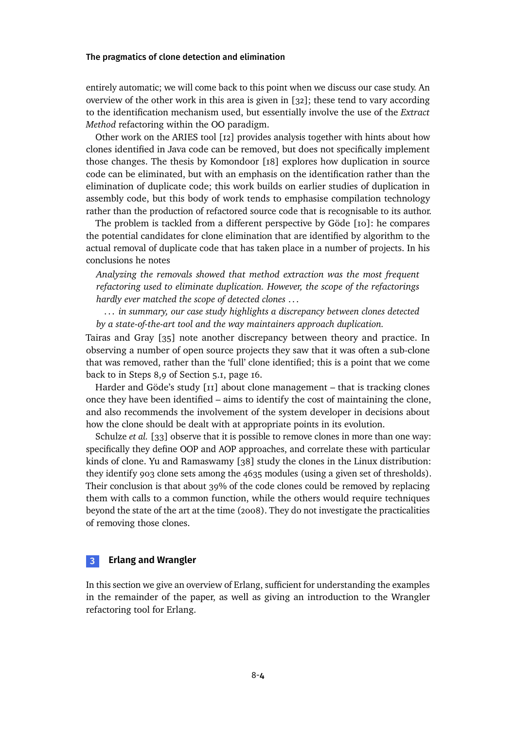entirely automatic; we will come back to this point when we discuss our case study. An overview of the other work in this area is given in [32]; these tend to vary according to the identification mechanism used, but essentially involve the use of the *Extract Method* refactoring within the OO paradigm.

Other work on the ARIES tool [12] provides analysis together with hints about how clones identified in Java code can be removed, but does not specifically implement those changes. The thesis by Komondoor [18] explores how duplication in source code can be eliminated, but with an emphasis on the identification rather than the elimination of duplicate code; this work builds on earlier studies of duplication in assembly code, but this body of work tends to emphasise compilation technology rather than the production of refactored source code that is recognisable to its author.

The problem is tackled from a different perspective by Göde [10]: he compares the potential candidates for clone elimination that are identified by algorithm to the actual removal of duplicate code that has taken place in a number of projects. In his conclusions he notes

> *Analyzing the removals showed that method extraction was the most frequent refactoring used to eliminate duplication. However, the scope of the refactorings hardly ever matched the scope of detected clones …*
>
> *… in summary, our case study highlights a discrepancy between clones detected by a state-of-the-art tool and the way maintainers approach duplication.*

Tairas and Gray [35] note another discrepancy between theory and practice. In observing a number of open source projects they saw that it was often a sub-clone that was removed, rather than the 'full' clone identified; this is a point that we come back to in Steps 8,9 of Section 5.1, page 16.

Harder and Göde's study [11] about clone management – that is tracking clones once they have been identified – aims to identify the cost of maintaining the clone, and also recommends the involvement of the system developer in decisions about how the clone should be dealt with at appropriate points in its evolution.

Schulze *et al.* [33] observe that it is possible to remove clones in more than one way: specifically they define OOP and AOP approaches, and correlate these with particular kinds of clone. Yu and Ramaswamy [38] study the clones in the Linux distribution: they identify 903 clone sets among the 4635 modules (using a given set of thresholds). Their conclusion is that about 39% of the code clones could be removed by replacing them with calls to a common function, while the others would require techniques beyond the state of the art at the time (2008). They do not investigate the practicalities of removing those clones.

## 3 Erlang and Wrangler

In this section we give an overview of Erlang, sufficient for understanding the examples in the remainder of the paper, as well as giving an introduction to the Wrangler refactoring tool for Erlang.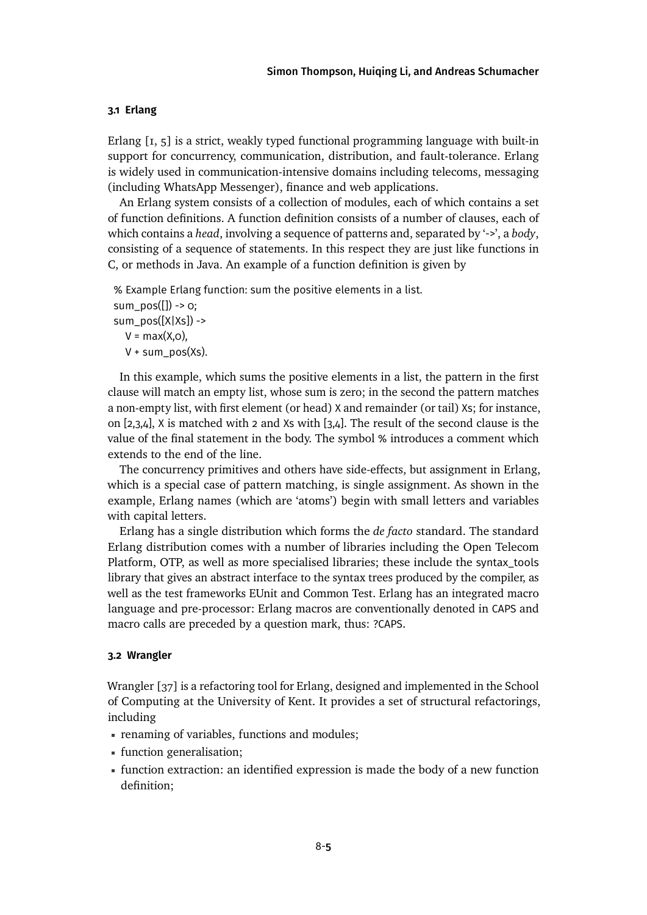### 3.1 Erlang

Erlang [1, 5] is a strict, weakly typed functional programming language with built-in support for concurrency, communication, distribution, and fault-tolerance. Erlang is widely used in communication-intensive domains including telecoms, messaging (including WhatsApp Messenger), finance and web applications.

An Erlang system consists of a collection of modules, each of which contains a set of function definitions. A function definition consists of a number of clauses, each of which contains a *head*, involving a sequence of patterns and, separated by '->', a *body*, consisting of a sequence of statements. In this respect they are just like functions in C, or methods in Java. An example of a function definition is given by

```
% Example Erlang function: sum the positive elements in a list.
sum_pos([]) -> 0;
sum_pos([X|Xs]) ->
  V = max(X,0),
  V + sum_pos(Xs).
```

In this example, which sums the positive elements in a list, the pattern in the first clause will match an empty list, whose sum is zero; in the second the pattern matches a non-empty list, with first element (or head) X and remainder (or tail) Xs; for instance, on [2,3,4], X is matched with 2 and Xs with [3,4]. The result of the second clause is the value of the final statement in the body. The symbol % introduces a comment which extends to the end of the line.

The concurrency primitives and others have side-effects, but assignment in Erlang, which is a special case of pattern matching, is single assignment. As shown in the example, Erlang names (which are 'atoms') begin with small letters and variables with capital letters.

Erlang has a single distribution which forms the *de facto* standard. The standard Erlang distribution comes with a number of libraries including the Open Telecom Platform, OTP, as well as more specialised libraries; these include the syntax_tools library that gives an abstract interface to the syntax trees produced by the compiler, as well as the test frameworks EUnit and Common Test. Erlang has an integrated macro language and pre-processor: Erlang macros are conventionally denoted in CAPS and macro calls are preceded by a question mark, thus: ?CAPS.

### 3.2 Wrangler

Wrangler [37] is a refactoring tool for Erlang, designed and implemented in the School of Computing at the University of Kent. It provides a set of structural refactorings, including

- renaming of variables, functions and modules;
- function generalisation;
- function extraction: an identified expression is made the body of a new function definition;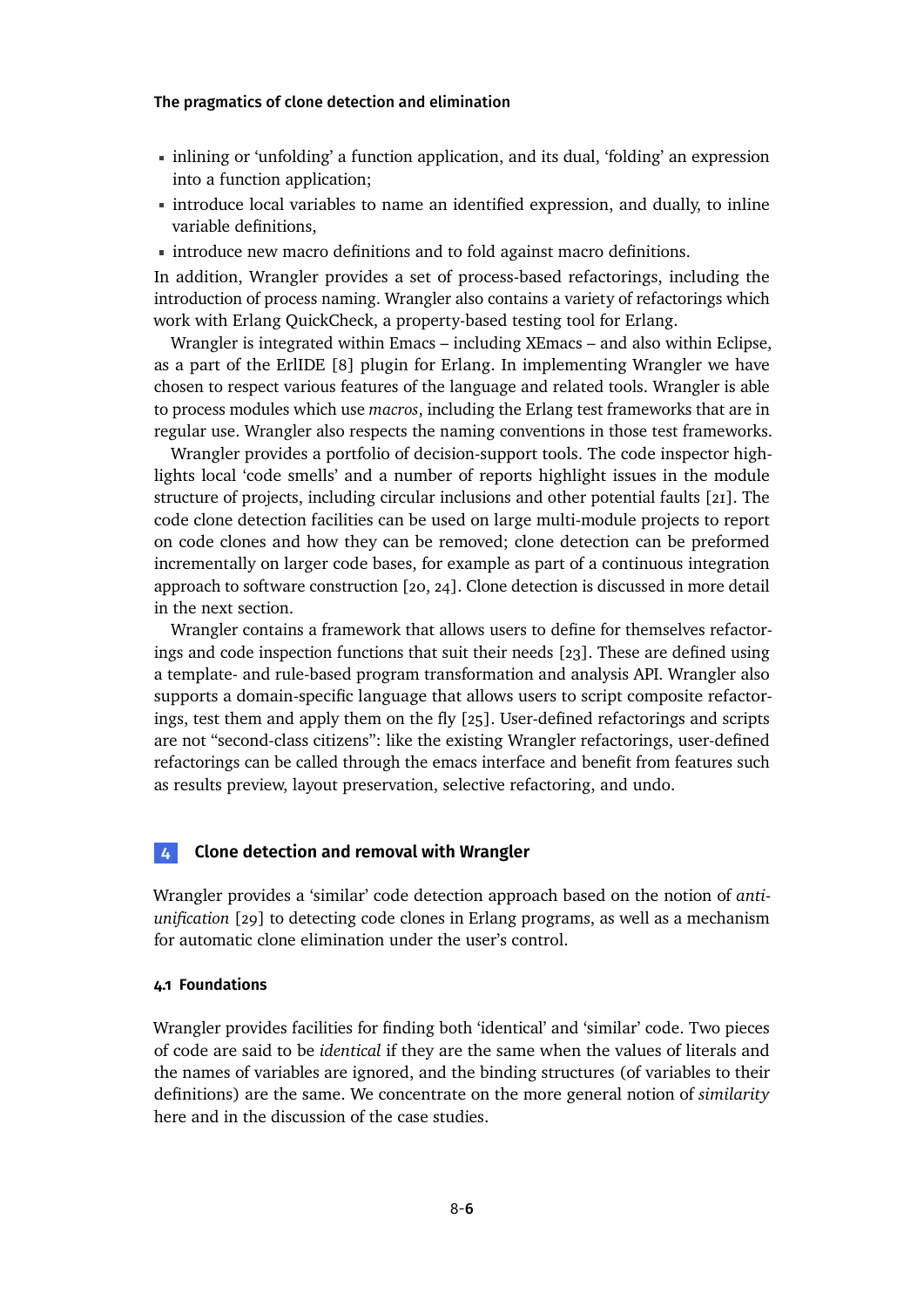- inlining or 'unfolding' a function application, and its dual, 'folding' an expression into a function application;
- introduce local variables to name an identified expression, and dually, to inline variable definitions,
- introduce new macro definitions and to fold against macro definitions.

In addition, Wrangler provides a set of process-based refactorings, including the introduction of process naming. Wrangler also contains a variety of refactorings which work with Erlang QuickCheck, a property-based testing tool for Erlang.

Wrangler is integrated within Emacs – including XEmacs – and also within Eclipse, as a part of the ErlIDE [8] plugin for Erlang. In implementing Wrangler we have chosen to respect various features of the language and related tools. Wrangler is able to process modules which use *macros*, including the Erlang test frameworks that are in regular use. Wrangler also respects the naming conventions in those test frameworks.

Wrangler provides a portfolio of decision-support tools. The code inspector highlights local 'code smells' and a number of reports highlight issues in the module structure of projects, including circular inclusions and other potential faults [21]. The code clone detection facilities can be used on large multi-module projects to report on code clones and how they can be removed; clone detection can be preformed incrementally on larger code bases, for example as part of a continuous integration approach to software construction [20, 24]. Clone detection is discussed in more detail in the next section.

Wrangler contains a framework that allows users to define for themselves refactorings and code inspection functions that suit their needs [23]. These are defined using a template- and rule-based program transformation and analysis API. Wrangler also supports a domain-specific language that allows users to script composite refactorings, test them and apply them on the fly [25]. User-defined refactorings and scripts are not "second-class citizens": like the existing Wrangler refactorings, user-defined refactorings can be called through the emacs interface and benefit from features such as results preview, layout preservation, selective refactoring, and undo.

## 4 Clone detection and removal with Wrangler

Wrangler provides a 'similar' code detection approach based on the notion of *anti-unification* [29] to detecting code clones in Erlang programs, as well as a mechanism for automatic clone elimination under the user's control.

### 4.1 Foundations

Wrangler provides facilities for finding both 'identical' and 'similar' code. Two pieces of code are said to be *identical* if they are the same when the values of literals and the names of variables are ignored, and the binding structures (of variables to their definitions) are the same. We concentrate on the more general notion of *similarity* here and in the discussion of the case studies.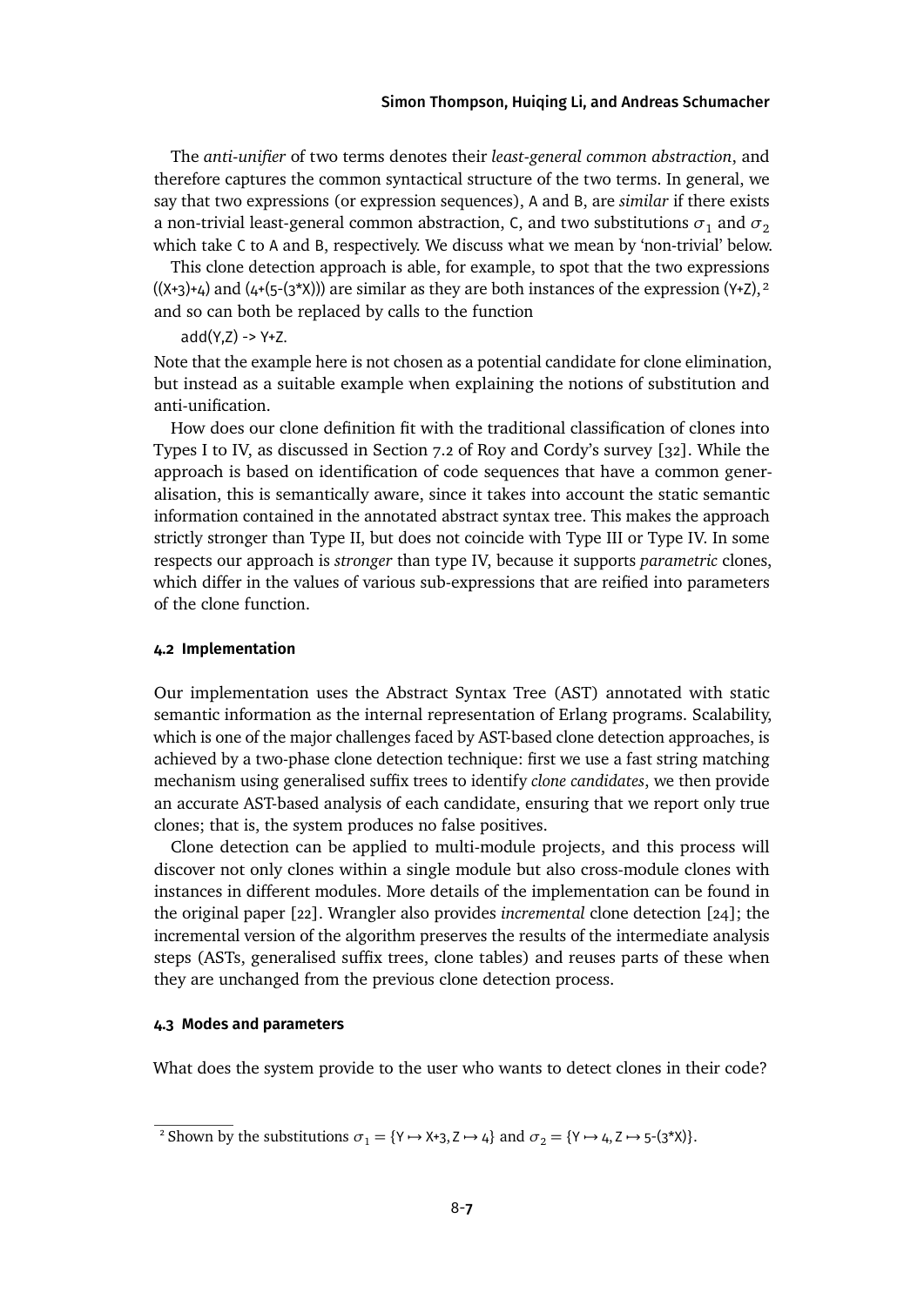The *anti-unifier* of two terms denotes their *least-general common abstraction*, and therefore captures the common syntactical structure of the two terms. In general, we say that two expressions (or expression sequences), A and B, are *similar* if there exists a non-trivial least-general common abstraction, C, and two substitutions $\sigma_1$ and $\sigma_2$ which take C to A and B, respectively. We discuss what we mean by 'non-trivial' below.

This clone detection approach is able, for example, to spot that the two expressions ((X+3)+4) and (4+(5-(3*X))) are similar as they are both instances of the expression (Y+Z),[2] and so can both be replaced by calls to the function

```
add(Y,Z) -> Y+Z.
```

Note that the example here is not chosen as a potential candidate for clone elimination, but instead as a suitable example when explaining the notions of substitution and anti-unification.

How does our clone definition fit with the traditional classification of clones into Types I to IV, as discussed in Section 7.2 of Roy and Cordy's survey [32]. While the approach is based on identification of code sequences that have a common generalisation, this is semantically aware, since it takes into account the static semantic information contained in the annotated abstract syntax tree. This makes the approach strictly stronger than Type II, but does not coincide with Type III or Type IV. In some respects our approach is *stronger* than type IV, because it supports *parametric* clones, which differ in the values of various sub-expressions that are reified into parameters of the clone function.

#### 4.2 Implementation

Our implementation uses the Abstract Syntax Tree (AST) annotated with static semantic information as the internal representation of Erlang programs. Scalability, which is one of the major challenges faced by AST-based clone detection approaches, is achieved by a two-phase clone detection technique: first we use a fast string matching mechanism using generalised suffix trees to identify *clone candidates*, we then provide an accurate AST-based analysis of each candidate, ensuring that we report only true clones; that is, the system produces no false positives.

Clone detection can be applied to multi-module projects, and this process will discover not only clones within a single module but also cross-module clones with instances in different modules. More details of the implementation can be found in the original paper [22]. Wrangler also provides *incremental* clone detection [24]; the incremental version of the algorithm preserves the results of the intermediate analysis steps (ASTs, generalised suffix trees, clone tables) and reuses parts of these when they are unchanged from the previous clone detection process.

#### 4.3 Modes and parameters

What does the system provide to the user who wants to detect clones in their code?

---

[2] Shown by the substitutions $\sigma_1 = \{Y \mapsto X{+}3, Z \mapsto 4\}$ and $\sigma_2 = \{Y \mapsto 4, Z \mapsto 5{-}(3{*}X)\}$.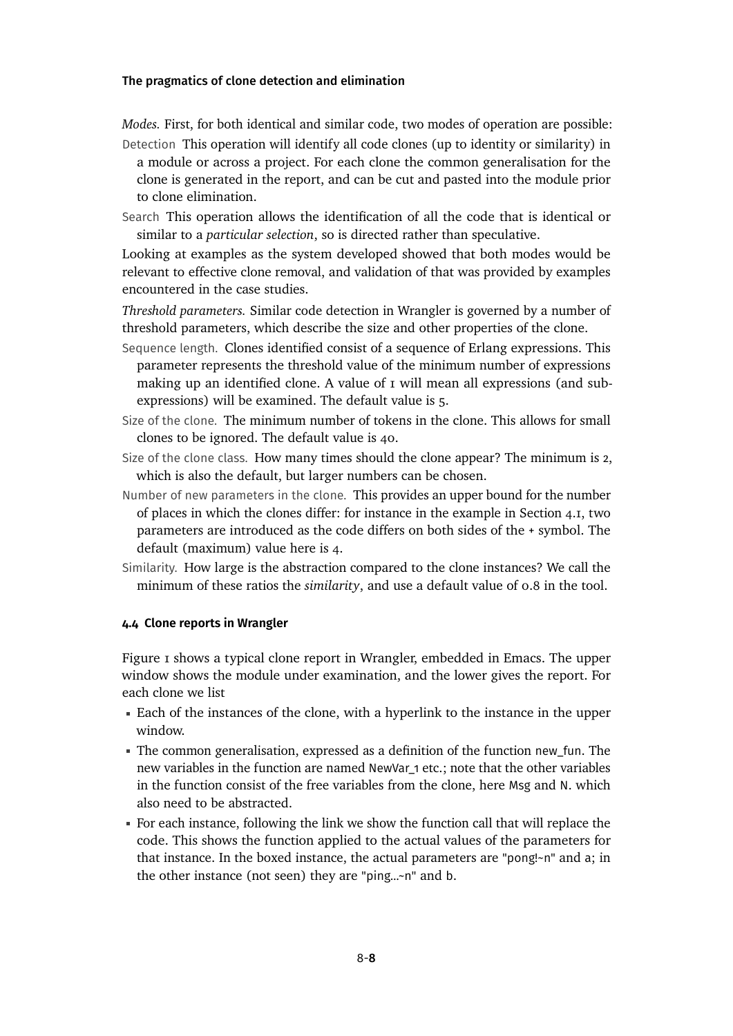*Modes.* First, for both identical and similar code, two modes of operation are possible:

Detection This operation will identify all code clones (up to identity or similarity) in a module or across a project. For each clone the common generalisation for the clone is generated in the report, and can be cut and pasted into the module prior to clone elimination.

Search This operation allows the identification of all the code that is identical or similar to a *particular selection*, so is directed rather than speculative.

Looking at examples as the system developed showed that both modes would be relevant to effective clone removal, and validation of that was provided by examples encountered in the case studies.

*Threshold parameters.* Similar code detection in Wrangler is governed by a number of threshold parameters, which describe the size and other properties of the clone.

Sequence length. Clones identified consist of a sequence of Erlang expressions. This parameter represents the threshold value of the minimum number of expressions making up an identified clone. A value of 1 will mean all expressions (and sub-expressions) will be examined. The default value is 5.

Size of the clone. The minimum number of tokens in the clone. This allows for small clones to be ignored. The default value is 40.

Size of the clone class. How many times should the clone appear? The minimum is 2, which is also the default, but larger numbers can be chosen.

Number of new parameters in the clone. This provides an upper bound for the number of places in which the clones differ: for instance in the example in Section 4.1, two parameters are introduced as the code differs on both sides of the + symbol. The default (maximum) value here is 4.

Similarity. How large is the abstraction compared to the clone instances? We call the minimum of these ratios the *similarity*, and use a default value of 0.8 in the tool.

### 4.4 Clone reports in Wrangler

Figure 1 shows a typical clone report in Wrangler, embedded in Emacs. The upper window shows the module under examination, and the lower gives the report. For each clone we list

- Each of the instances of the clone, with a hyperlink to the instance in the upper window.
- The common generalisation, expressed as a definition of the function `new_fun`. The new variables in the function are named `NewVar_1` etc.; note that the other variables in the function consist of the free variables from the clone, here `Msg` and `N`. which also need to be abstracted.
- For each instance, following the link we show the function call that will replace the code. This shows the function applied to the actual values of the parameters for that instance. In the boxed instance, the actual parameters are `"pong!~n"` and `a`; in the other instance (not seen) they are `"ping...~n"` and `b`.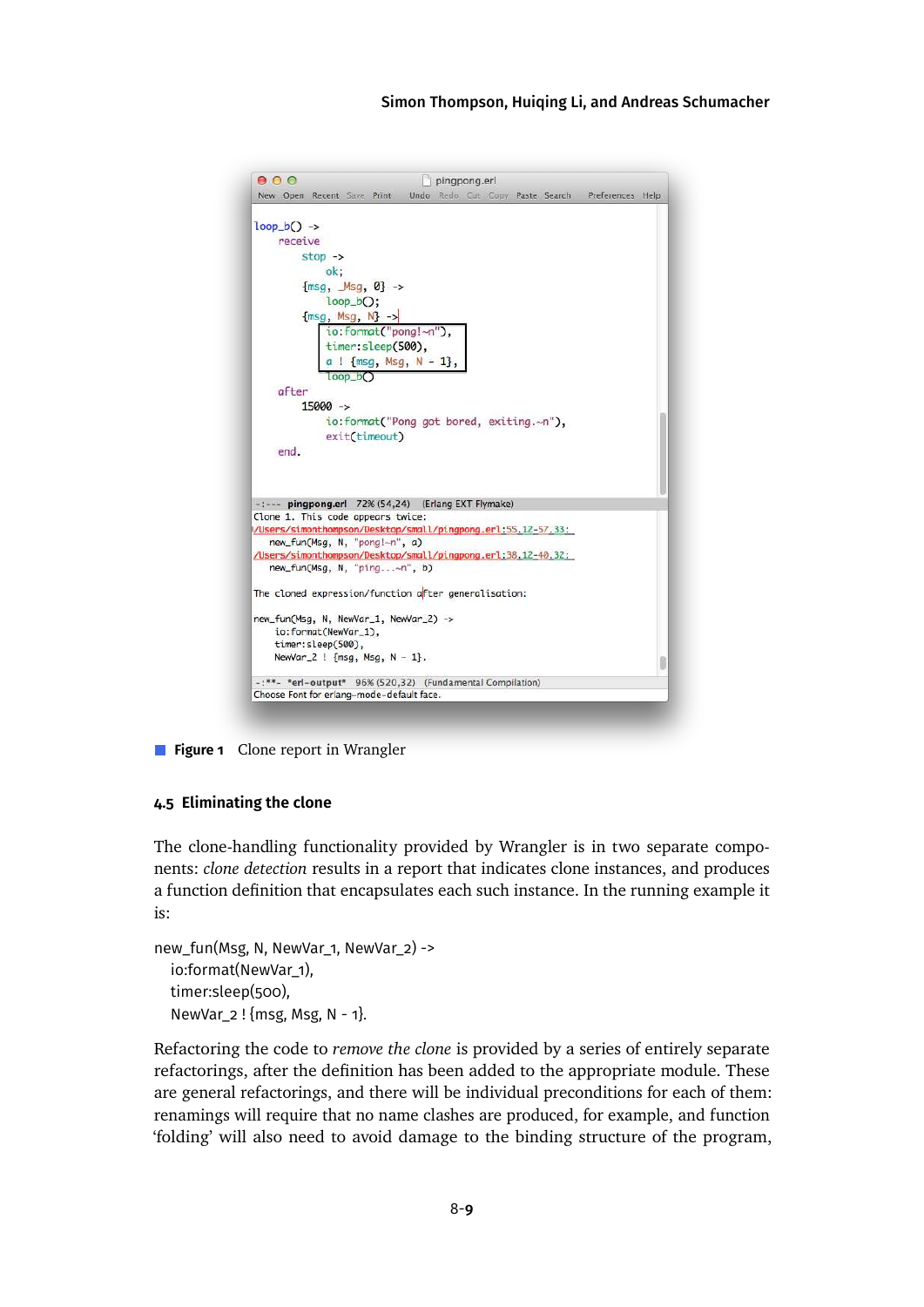```
loop_b() ->
    receive
        stop ->
            ok;
        {msg, _Msg, 0} ->
            loop_b();
        {msg, Msg, N} ->
            io:format("pong!~n"),
            timer:sleep(500),
            a ! {msg, Msg, N - 1},
            loop_b()
    after
        15000 ->
            io:format("Pong got bored, exiting.~n"),
            exit(timeout)
    end.

-:--- pingpong.erl   72% (54,24)   (Erlang EXT Flymake)
Clone 1. This code appears twice:
/Users/simonthompson/Desktop/small/pingpong.erl:55.12-57.33:
    new_fun(Msg, N, "pong!~n", a)
/Users/simonthompson/Desktop/small/pingpong.erl:38.12-40.32:
    new_fun(Msg, N, "ping...~n", b)

The cloned expression/function after generalisation:

new_fun(Msg, N, NewVar_1, NewVar_2) ->
    io:format(NewVar_1),
    timer:sleep(500),
    NewVar_2 ! {msg, Msg, N - 1}.

-:**- *erl-output*   96% (520,32)   (Fundamental Compilation)
Choose Font for erlang-mode-default face.
```

**Figure 1** Clone report in Wrangler

### 4.5 Eliminating the clone

The clone-handling functionality provided by Wrangler is in two separate components: *clone detection* results in a report that indicates clone instances, and produces a function definition that encapsulates each such instance. In the running example it is:

```
new_fun(Msg, N, NewVar_1, NewVar_2) ->
  io:format(NewVar_1),
  timer:sleep(500),
  NewVar_2 ! {msg, Msg, N - 1}.
```

Refactoring the code to *remove the clone* is provided by a series of entirely separate refactorings, after the definition has been added to the appropriate module. These are general refactorings, and there will be individual preconditions for each of them: renamings will require that no name clashes are produced, for example, and function 'folding' will also need to avoid damage to the binding structure of the program,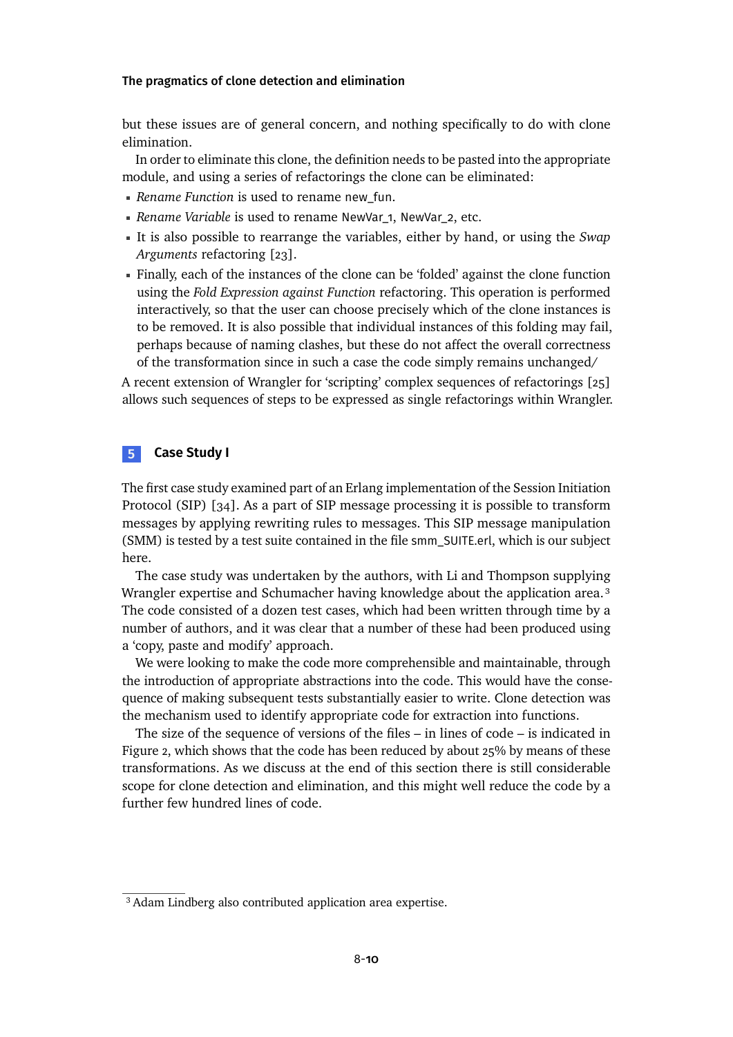but these issues are of general concern, and nothing specifically to do with clone elimination.

In order to eliminate this clone, the definition needs to be pasted into the appropriate module, and using a series of refactorings the clone can be eliminated:

- *Rename Function* is used to rename new_fun.
- *Rename Variable* is used to rename NewVar_1, NewVar_2, etc.
- It is also possible to rearrange the variables, either by hand, or using the *Swap Arguments* refactoring [23].
- Finally, each of the instances of the clone can be 'folded' against the clone function using the *Fold Expression against Function* refactoring. This operation is performed interactively, so that the user can choose precisely which of the clone instances is to be removed. It is also possible that individual instances of this folding may fail, perhaps because of naming clashes, but these do not affect the overall correctness of the transformation since in such a case the code simply remains unchanged/

A recent extension of Wrangler for 'scripting' complex sequences of refactorings [25] allows such sequences of steps to be expressed as single refactorings within Wrangler.

## 5 Case Study I

The first case study examined part of an Erlang implementation of the Session Initiation Protocol (SIP) [34]. As a part of SIP message processing it is possible to transform messages by applying rewriting rules to messages. This SIP message manipulation (SMM) is tested by a test suite contained in the file smm_SUITE.erl, which is our subject here.

The case study was undertaken by the authors, with Li and Thompson supplying Wrangler expertise and Schumacher having knowledge about the application area.[3] The code consisted of a dozen test cases, which had been written through time by a number of authors, and it was clear that a number of these had been produced using a 'copy, paste and modify' approach.

We were looking to make the code more comprehensible and maintainable, through the introduction of appropriate abstractions into the code. This would have the consequence of making subsequent tests substantially easier to write. Clone detection was the mechanism used to identify appropriate code for extraction into functions.

The size of the sequence of versions of the files – in lines of code – is indicated in Figure 2, which shows that the code has been reduced by about 25% by means of these transformations. As we discuss at the end of this section there is still considerable scope for clone detection and elimination, and this might well reduce the code by a further few hundred lines of code.

[3] Adam Lindberg also contributed application area expertise.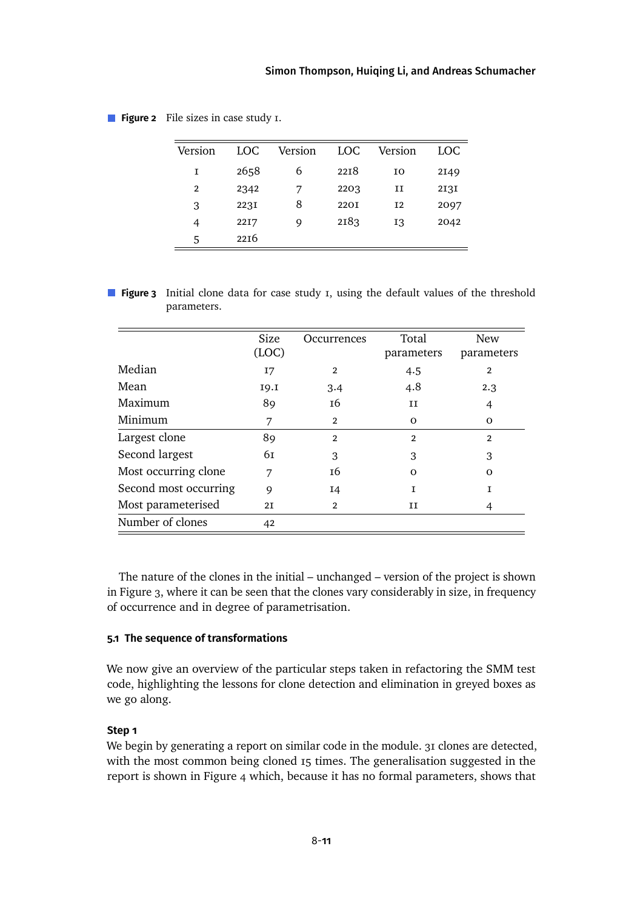**Figure 2** File sizes in case study 1.

| Version | LOC | Version | LOC | Version | LOC |
|---|---|---|---|---|---|
| 1 | 2658 | 6 | 2218 | 10 | 2149 |
| 2 | 2342 | 7 | 2203 | 11 | 2131 |
| 3 | 2231 | 8 | 2201 | 12 | 2097 |
| 4 | 2217 | 9 | 2183 | 13 | 2042 |
| 5 | 2216 | | | | |

**Figure 3** Initial clone data for case study 1, using the default values of the threshold parameters.

| | Size (LOC) | Occurrences | Total parameters | New parameters |
|---|---|---|---|---|
| Median | 17 | 2 | 4.5 | 2 |
| Mean | 19.1 | 3.4 | 4.8 | 2.3 |
| Maximum | 89 | 16 | 11 | 4 |
| Minimum | 7 | 2 | 0 | 0 |
| Largest clone | 89 | 2 | 2 | 2 |
| Second largest | 61 | 3 | 3 | 3 |
| Most occurring clone | 7 | 16 | 0 | 0 |
| Second most occurring | 9 | 14 | 1 | 1 |
| Most parameterised | 21 | 2 | 11 | 4 |
| Number of clones | 42 | | | |

The nature of the clones in the initial – unchanged – version of the project is shown in Figure 3, where it can be seen that the clones vary considerably in size, in frequency of occurrence and in degree of parametrisation.

### 5.1 The sequence of transformations

We now give an overview of the particular steps taken in refactoring the SMM test code, highlighting the lessons for clone detection and elimination in greyed boxes as we go along.

#### Step 1

We begin by generating a report on similar code in the module. 31 clones are detected, with the most common being cloned 15 times. The generalisation suggested in the report is shown in Figure 4 which, because it has no formal parameters, shows that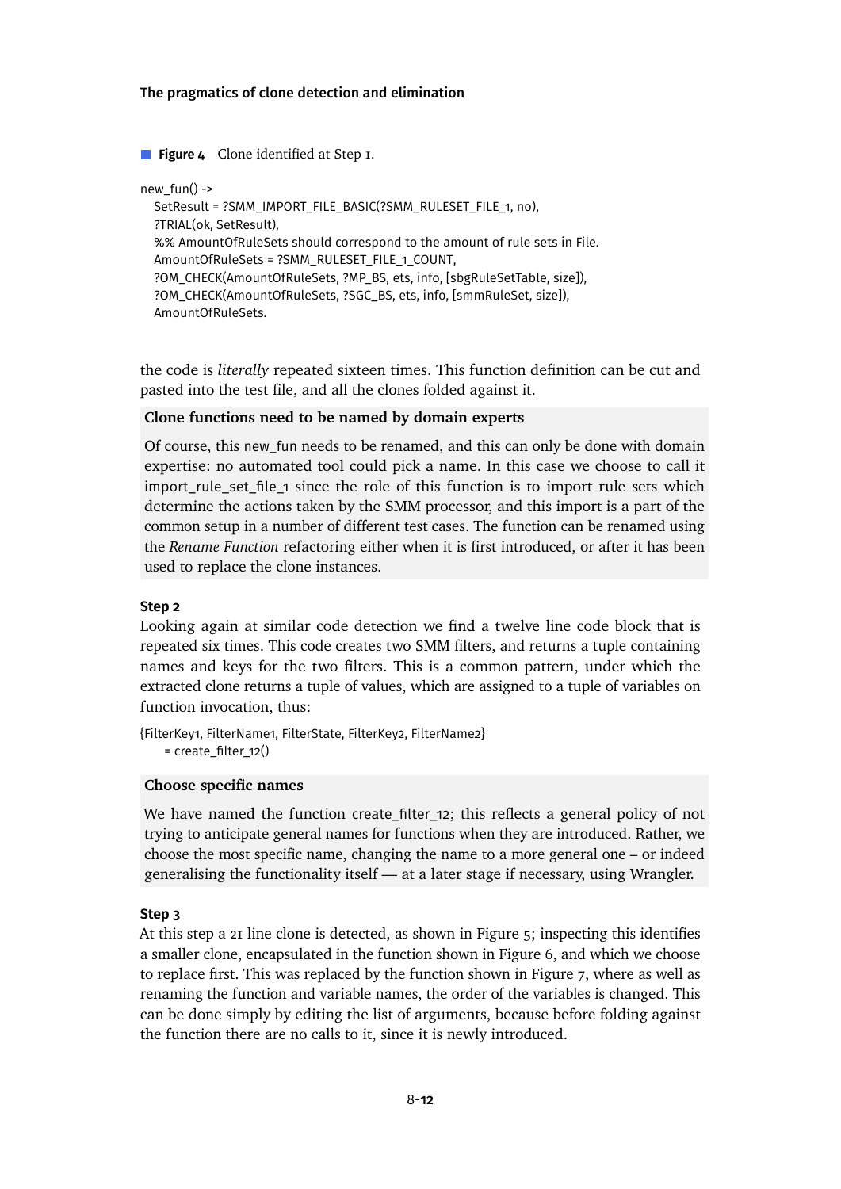**Figure 4** Clone identified at Step 1.

```
new_fun() ->
  SetResult = ?SMM_IMPORT_FILE_BASIC(?SMM_RULESET_FILE_1, no),
  ?TRIAL(ok, SetResult),
  %% AmountOfRuleSets should correspond to the amount of rule sets in File.
  AmountOfRuleSets = ?SMM_RULESET_FILE_1_COUNT,
  ?OM_CHECK(AmountOfRuleSets, ?MP_BS, ets, info, [sbgRuleSetTable, size]),
  ?OM_CHECK(AmountOfRuleSets, ?SGC_BS, ets, info, [smmRuleSet, size]),
  AmountOfRuleSets.
```

the code is *literally* repeated sixteen times. This function definition can be cut and pasted into the test file, and all the clones folded against it.

**Clone functions need to be named by domain experts**

Of course, this new_fun needs to be renamed, and this can only be done with domain expertise: no automated tool could pick a name. In this case we choose to call it import_rule_set_file_1 since the role of this function is to import rule sets which determine the actions taken by the SMM processor, and this import is a part of the common setup in a number of different test cases. The function can be renamed using the *Rename Function* refactoring either when it is first introduced, or after it has been used to replace the clone instances.

### Step 2

Looking again at similar code detection we find a twelve line code block that is repeated six times. This code creates two SMM filters, and returns a tuple containing names and keys for the two filters. This is a common pattern, under which the extracted clone returns a tuple of values, which are assigned to a tuple of variables on function invocation, thus:

```
{FilterKey1, FilterName1, FilterState, FilterKey2, FilterName2}
    = create_filter_12()
```

**Choose specific names**

We have named the function create_filter_12; this reflects a general policy of not trying to anticipate general names for functions when they are introduced. Rather, we choose the most specific name, changing the name to a more general one – or indeed generalising the functionality itself — at a later stage if necessary, using Wrangler.

### Step 3

At this step a 21 line clone is detected, as shown in Figure 5; inspecting this identifies a smaller clone, encapsulated in the function shown in Figure 6, and which we choose to replace first. This was replaced by the function shown in Figure 7, where as well as renaming the function and variable names, the order of the variables is changed. This can be done simply by editing the list of arguments, because before folding against the function there are no calls to it, since it is newly introduced.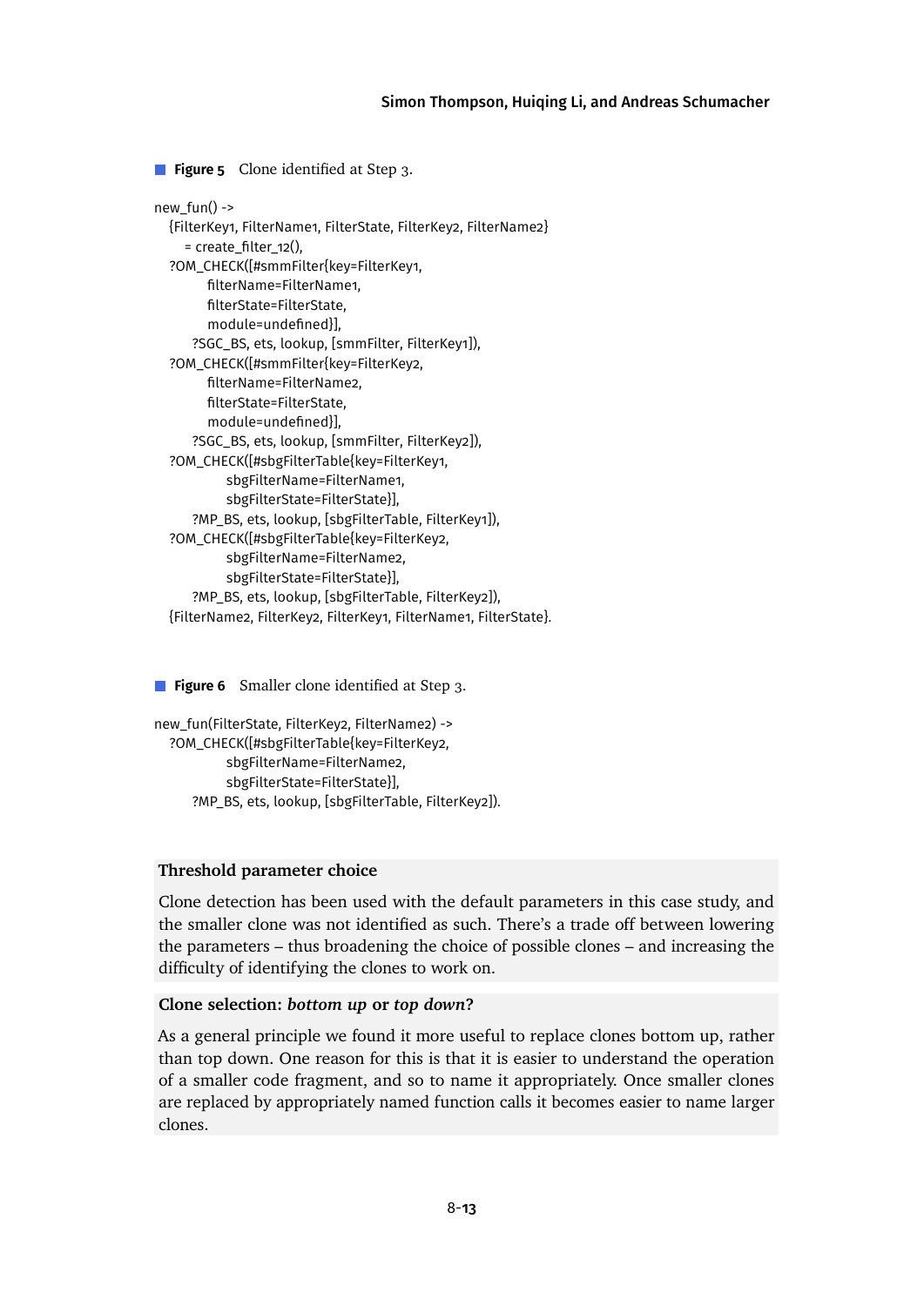**Figure 5** Clone identified at Step 3.

```
new_fun() ->
  {FilterKey1, FilterName1, FilterState, FilterKey2, FilterName2}
     = create_filter_12(),
  ?OM_CHECK([#smmFilter{key=FilterKey1,
        filterName=FilterName1,
        filterState=FilterState,
        module=undefined}],
      ?SGC_BS, ets, lookup, [smmFilter, FilterKey1]),
  ?OM_CHECK([#smmFilter{key=FilterKey2,
        filterName=FilterName2,
        filterState=FilterState,
        module=undefined}],
      ?SGC_BS, ets, lookup, [smmFilter, FilterKey2]),
  ?OM_CHECK([#sbgFilterTable{key=FilterKey1,
           sbgFilterName=FilterName1,
           sbgFilterState=FilterState}],
      ?MP_BS, ets, lookup, [sbgFilterTable, FilterKey1]),
  ?OM_CHECK([#sbgFilterTable{key=FilterKey2,
           sbgFilterName=FilterName2,
           sbgFilterState=FilterState}],
      ?MP_BS, ets, lookup, [sbgFilterTable, FilterKey2]),
  {FilterName2, FilterKey2, FilterKey1, FilterName1, FilterState}.
```

**Figure 6** Smaller clone identified at Step 3.

```
new_fun(FilterState, FilterKey2, FilterName2) ->
  ?OM_CHECK([#sbgFilterTable{key=FilterKey2,
           sbgFilterName=FilterName2,
           sbgFilterState=FilterState}],
      ?MP_BS, ets, lookup, [sbgFilterTable, FilterKey2]).
```

**Threshold parameter choice**

Clone detection has been used with the default parameters in this case study, and the smaller clone was not identified as such. There's a trade off between lowering the parameters – thus broadening the choice of possible clones – and increasing the difficulty of identifying the clones to work on.

**Clone selection: *bottom up* or *top down*?**

As a general principle we found it more useful to replace clones bottom up, rather than top down. One reason for this is that it is easier to understand the operation of a smaller code fragment, and so to name it appropriately. Once smaller clones are replaced by appropriately named function calls it becomes easier to name larger clones.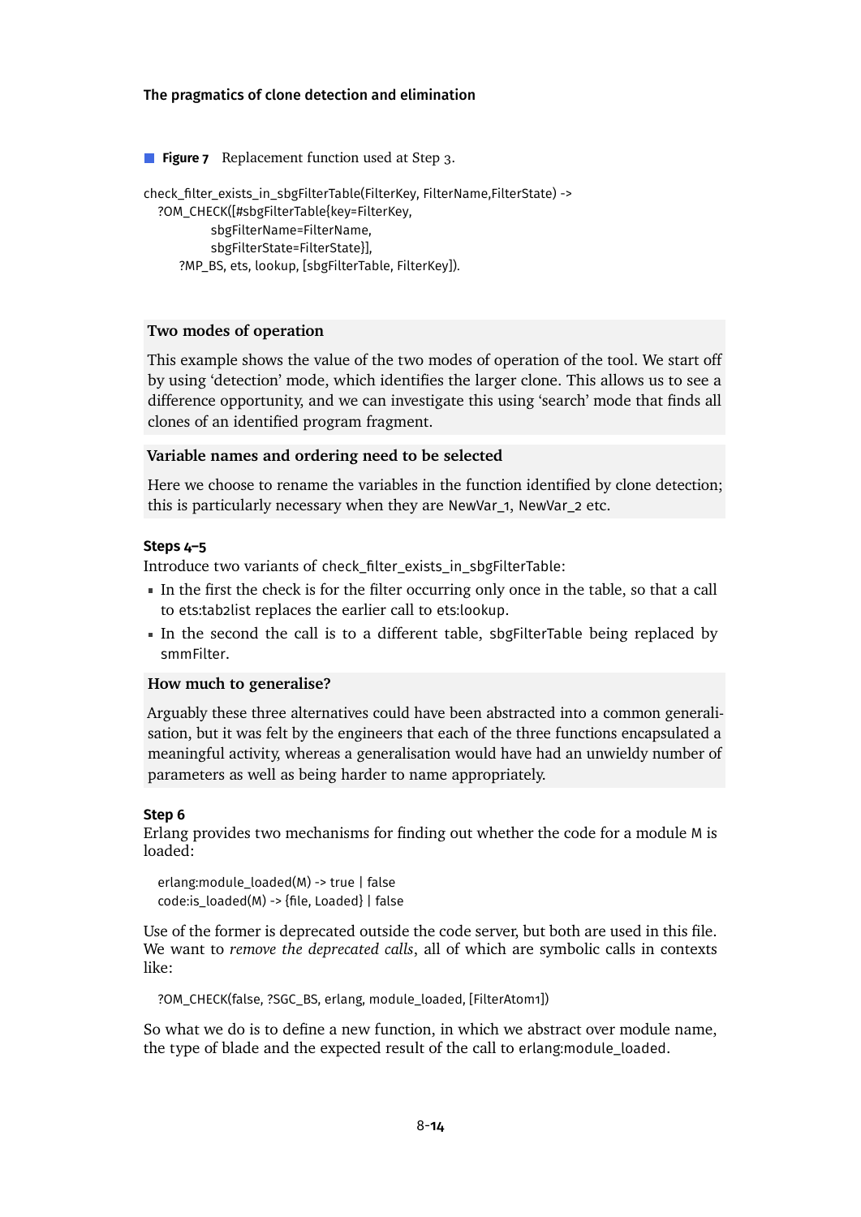**Figure 7** Replacement function used at Step 3.

```
check_filter_exists_in_sbgFilterTable(FilterKey, FilterName,FilterState) ->
  ?OM_CHECK([#sbgFilterTable{key=FilterKey,
             sbgFilterName=FilterName,
             sbgFilterState=FilterState}],
      ?MP_BS, ets, lookup, [sbgFilterTable, FilterKey]).
```

**Two modes of operation**

This example shows the value of the two modes of operation of the tool. We start off by using 'detection' mode, which identifies the larger clone. This allows us to see a difference opportunity, and we can investigate this using 'search' mode that finds all clones of an identified program fragment.

**Variable names and ordering need to be selected**

Here we choose to rename the variables in the function identified by clone detection; this is particularly necessary when they are NewVar_1, NewVar_2 etc.

#### Steps 4–5

Introduce two variants of check_filter_exists_in_sbgFilterTable:

- In the first the check is for the filter occurring only once in the table, so that a call to ets:tab2list replaces the earlier call to ets:lookup.
- In the second the call is to a different table, sbgFilterTable being replaced by smmFilter.

**How much to generalise?**

Arguably these three alternatives could have been abstracted into a common generalisation, but it was felt by the engineers that each of the three functions encapsulated a meaningful activity, whereas a generalisation would have had an unwieldy number of parameters as well as being harder to name appropriately.

#### Step 6

Erlang provides two mechanisms for finding out whether the code for a module M is loaded:

```
erlang:module_loaded(M) -> true | false
code:is_loaded(M) -> {file, Loaded} | false
```

Use of the former is deprecated outside the code server, but both are used in this file. We want to *remove the deprecated calls*, all of which are symbolic calls in contexts like:

```
?OM_CHECK(false, ?SGC_BS, erlang, module_loaded, [FilterAtom1])
```

So what we do is to define a new function, in which we abstract over module name, the type of blade and the expected result of the call to erlang:module_loaded.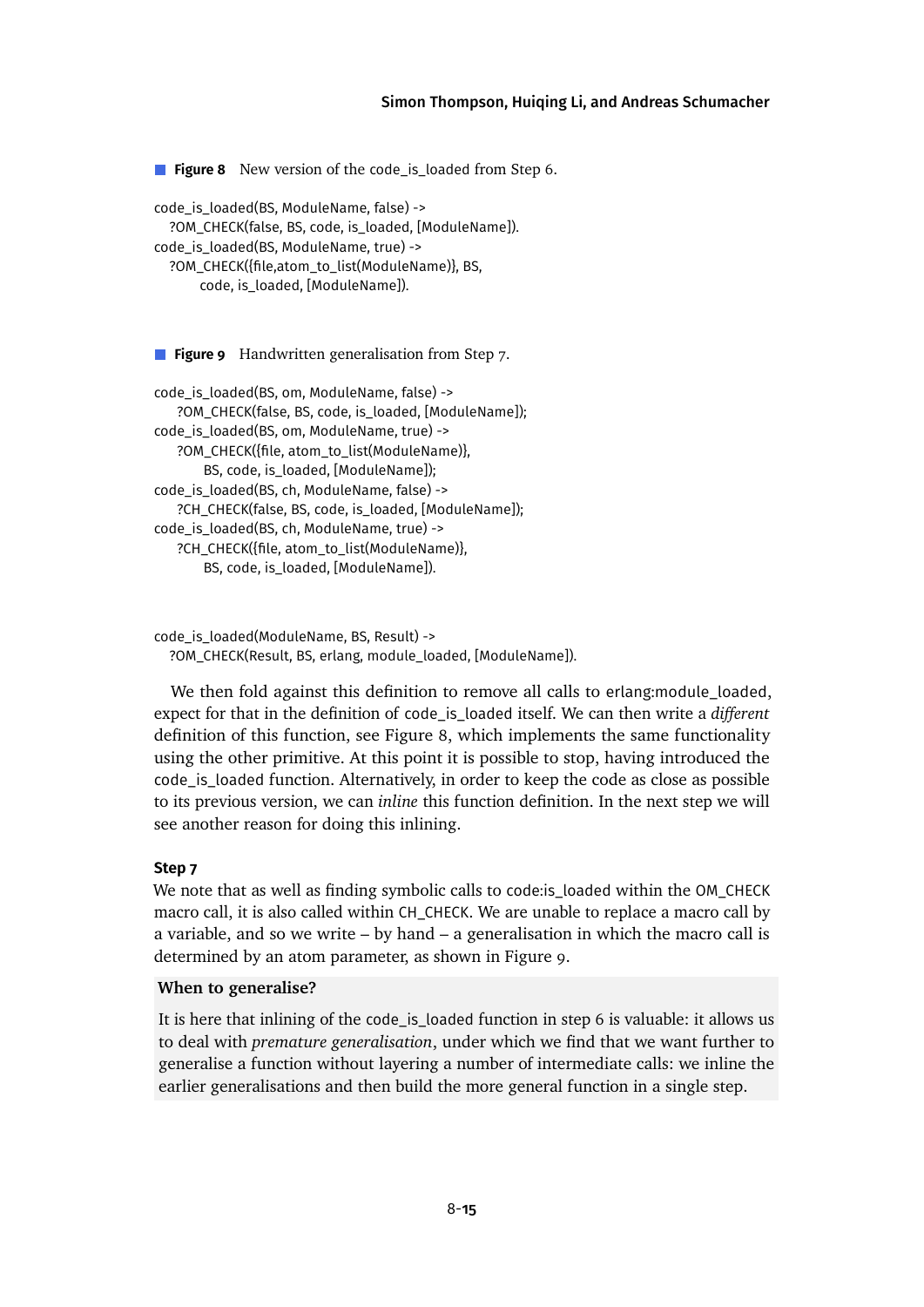**Figure 8** New version of the code_is_loaded from Step 6.

```
code_is_loaded(BS, ModuleName, false) ->
  ?OM_CHECK(false, BS, code, is_loaded, [ModuleName]).
code_is_loaded(BS, ModuleName, true) ->
  ?OM_CHECK({file,atom_to_list(ModuleName)}, BS,
       code, is_loaded, [ModuleName]).
```

**Figure 9** Handwritten generalisation from Step 7.

```
code_is_loaded(BS, om, ModuleName, false) ->
   ?OM_CHECK(false, BS, code, is_loaded, [ModuleName]);
code_is_loaded(BS, om, ModuleName, true) ->
   ?OM_CHECK({file, atom_to_list(ModuleName)},
       BS, code, is_loaded, [ModuleName]);
code_is_loaded(BS, ch, ModuleName, false) ->
   ?CH_CHECK(false, BS, code, is_loaded, [ModuleName]);
code_is_loaded(BS, ch, ModuleName, true) ->
   ?CH_CHECK({file, atom_to_list(ModuleName)},
       BS, code, is_loaded, [ModuleName]).
```

```
code_is_loaded(ModuleName, BS, Result) ->
  ?OM_CHECK(Result, BS, erlang, module_loaded, [ModuleName]).
```

We then fold against this definition to remove all calls to erlang:module_loaded, expect for that in the definition of code_is_loaded itself. We can then write a *different* definition of this function, see Figure 8, which implements the same functionality using the other primitive. At this point it is possible to stop, having introduced the code_is_loaded function. Alternatively, in order to keep the code as close as possible to its previous version, we can *inline* this function definition. In the next step we will see another reason for doing this inlining.

#### Step 7

We note that as well as finding symbolic calls to code:is_loaded within the OM_CHECK macro call, it is also called within CH_CHECK. We are unable to replace a macro call by a variable, and so we write – by hand – a generalisation in which the macro call is determined by an atom parameter, as shown in Figure 9.

**When to generalise?**

It is here that inlining of the code_is_loaded function in step 6 is valuable: it allows us to deal with *premature generalisation*, under which we find that we want further to generalise a function without layering a number of intermediate calls: we inline the earlier generalisations and then build the more general function in a single step.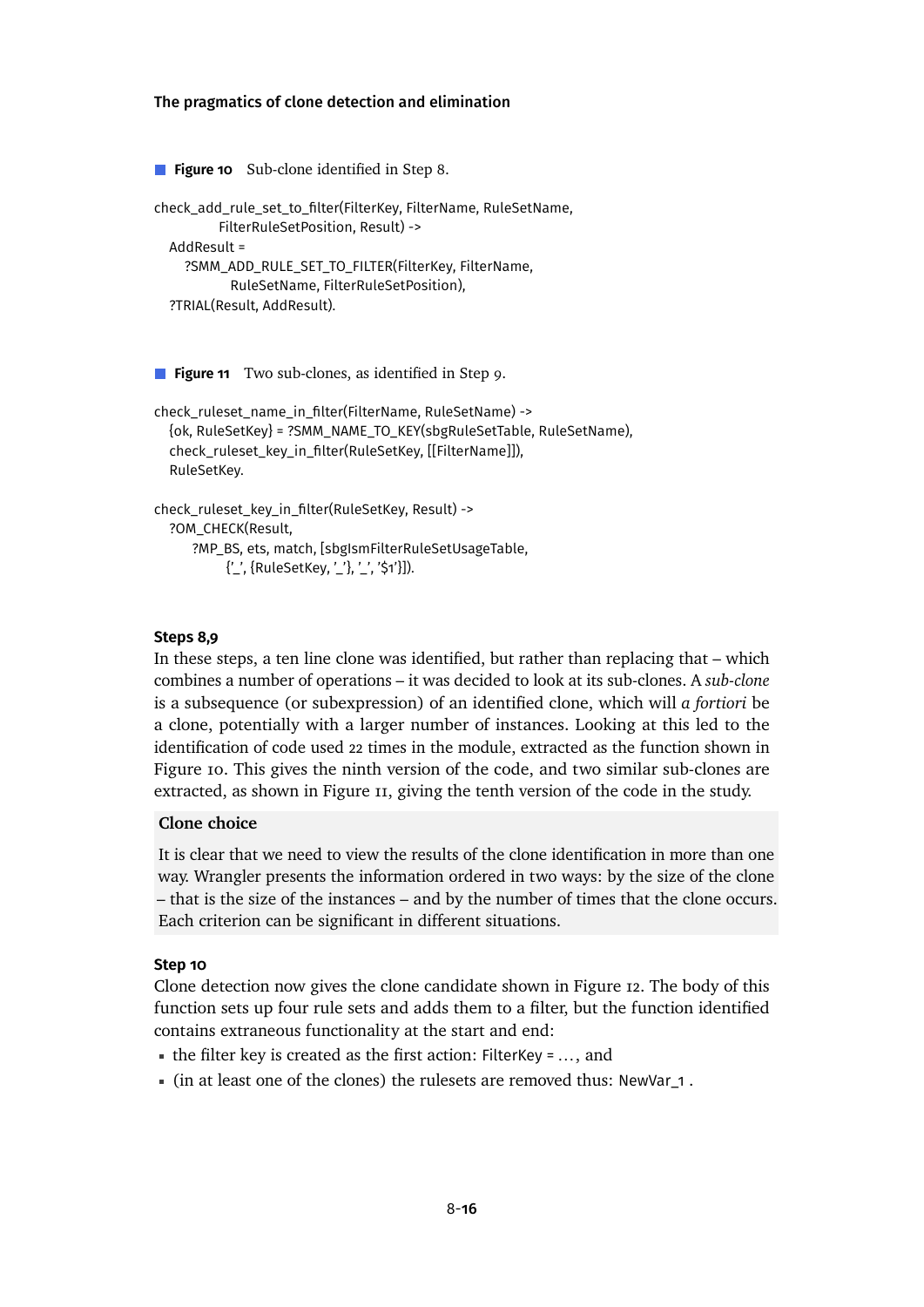**Figure 10** Sub-clone identified in Step 8.

```
check_add_rule_set_to_filter(FilterKey, FilterName, RuleSetName,
          FilterRuleSetPosition, Result) ->
  AddResult =
    ?SMM_ADD_RULE_SET_TO_FILTER(FilterKey, FilterName,
           RuleSetName, FilterRuleSetPosition),
  ?TRIAL(Result, AddResult).
```

**Figure 11** Two sub-clones, as identified in Step 9.

```
check_ruleset_name_in_filter(FilterName, RuleSetName) ->
  {ok, RuleSetKey} = ?SMM_NAME_TO_KEY(sbgRuleSetTable, RuleSetName),
  check_ruleset_key_in_filter(RuleSetKey, [[FilterName]]),
  RuleSetKey.

check_ruleset_key_in_filter(RuleSetKey, Result) ->
  ?OM_CHECK(Result,
      ?MP_BS, ets, match, [sbgIsmFilterRuleSetUsageTable,
           {'_', {RuleSetKey, '_'}, '_', '$1'}]).
```

### Steps 8,9

In these steps, a ten line clone was identified, but rather than replacing that – which combines a number of operations – it was decided to look at its sub-clones. A *sub-clone* is a subsequence (or subexpression) of an identified clone, which will *a fortiori* be a clone, potentially with a larger number of instances. Looking at this led to the identification of code used 22 times in the module, extracted as the function shown in Figure 10. This gives the ninth version of the code, and two similar sub-clones are extracted, as shown in Figure 11, giving the tenth version of the code in the study.

**Clone choice**

It is clear that we need to view the results of the clone identification in more than one way. Wrangler presents the information ordered in two ways: by the size of the clone – that is the size of the instances – and by the number of times that the clone occurs. Each criterion can be significant in different situations.

### Step 10

Clone detection now gives the clone candidate shown in Figure 12. The body of this function sets up four rule sets and adds them to a filter, but the function identified contains extraneous functionality at the start and end:

- the filter key is created as the first action: `FilterKey = ...`, and
- (in at least one of the clones) the rulesets are removed thus: `NewVar_1` .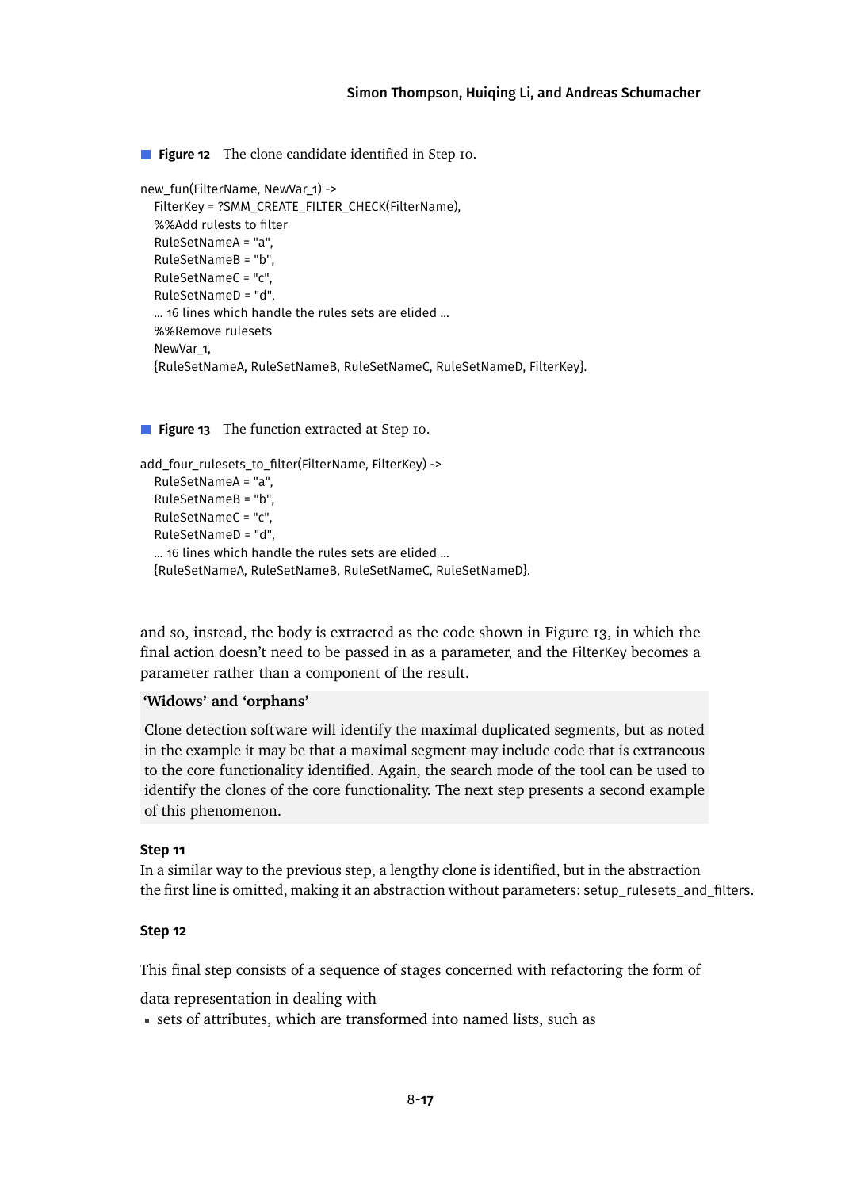■ **Figure 12** The clone candidate identified in Step 10.

```
new_fun(FilterName, NewVar_1) ->
   FilterKey = ?SMM_CREATE_FILTER_CHECK(FilterName),
   %%Add rulests to filter
   RuleSetNameA = "a",
   RuleSetNameB = "b",
   RuleSetNameC = "c",
   RuleSetNameD = "d",
   ... 16 lines which handle the rules sets are elided ...
   %%Remove rulesets
   NewVar_1,
   {RuleSetNameA, RuleSetNameB, RuleSetNameC, RuleSetNameD, FilterKey}.
```

■ **Figure 13** The function extracted at Step 10.

```
add_four_rulesets_to_filter(FilterName, FilterKey) ->
   RuleSetNameA = "a",
   RuleSetNameB = "b",
   RuleSetNameC = "c",
   RuleSetNameD = "d",
   ... 16 lines which handle the rules sets are elided ...
   {RuleSetNameA, RuleSetNameB, RuleSetNameC, RuleSetNameD}.
```

and so, instead, the body is extracted as the code shown in Figure 13, in which the final action doesn't need to be passed in as a parameter, and the FilterKey becomes a parameter rather than a component of the result.

**'Widows' and 'orphans'**

Clone detection software will identify the maximal duplicated segments, but as noted in the example it may be that a maximal segment may include code that is extraneous to the core functionality identified. Again, the search mode of the tool can be used to identify the clones of the core functionality. The next step presents a second example of this phenomenon.

**Step 11**

In a similar way to the previous step, a lengthy clone is identified, but in the abstraction the first line is omitted, making it an abstraction without parameters: setup_rulesets_and_filters.

**Step 12**

This final step consists of a sequence of stages concerned with refactoring the form of data representation in dealing with

- sets of attributes, which are transformed into named lists, such as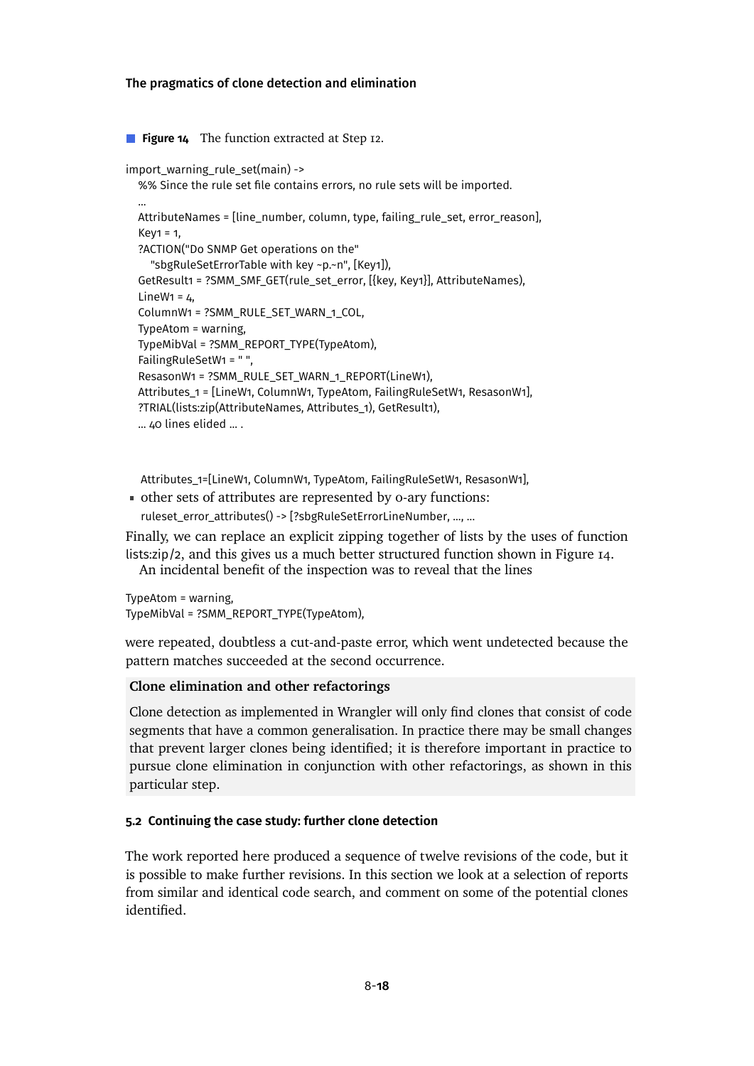■ **Figure 14** The function extracted at Step 12.

```
import_warning_rule_set(main) ->
   %% Since the rule set file contains errors, no rule sets will be imported.
   ...
   AttributeNames = [line_number, column, type, failing_rule_set, error_reason],
   Key1 = 1,
   ?ACTION("Do SNMP Get operations on the"
      "sbgRuleSetErrorTable with key ~p.~n", [Key1]),
   GetResult1 = ?SMM_SMF_GET(rule_set_error, [{key, Key1}], AttributeNames),
   LineW1 = 4,
   ColumnW1 = ?SMM_RULE_SET_WARN_1_COL,
   TypeAtom = warning,
   TypeMibVal = ?SMM_REPORT_TYPE(TypeAtom),
   FailingRuleSetW1 = " ",
   ResasonW1 = ?SMM_RULE_SET_WARN_1_REPORT(LineW1),
   Attributes_1 = [LineW1, ColumnW1, TypeAtom, FailingRuleSetW1, ResasonW1],
   ?TRIAL(lists:zip(AttributeNames, Attributes_1), GetResult1),
   ... 40 lines elided ... .
```

```
Attributes_1=[LineW1, ColumnW1, TypeAtom, FailingRuleSetW1, ResasonW1],
```

- other sets of attributes are represented by 0-ary functions:
  `ruleset_error_attributes() -> [?sbgRuleSetErrorLineNumber, ..., ...`

Finally, we can replace an explicit zipping together of lists by the uses of function lists:zip/2, and this gives us a much better structured function shown in Figure 14.

An incidental benefit of the inspection was to reveal that the lines

```
TypeAtom = warning,
TypeMibVal = ?SMM_REPORT_TYPE(TypeAtom),
```

were repeated, doubtless a cut-and-paste error, which went undetected because the pattern matches succeeded at the second occurrence.

**Clone elimination and other refactorings**

Clone detection as implemented in Wrangler will only find clones that consist of code segments that have a common generalisation. In practice there may be small changes that prevent larger clones being identified; it is therefore important in practice to pursue clone elimination in conjunction with other refactorings, as shown in this particular step.

### 5.2 Continuing the case study: further clone detection

The work reported here produced a sequence of twelve revisions of the code, but it is possible to make further revisions. In this section we look at a selection of reports from similar and identical code search, and comment on some of the potential clones identified.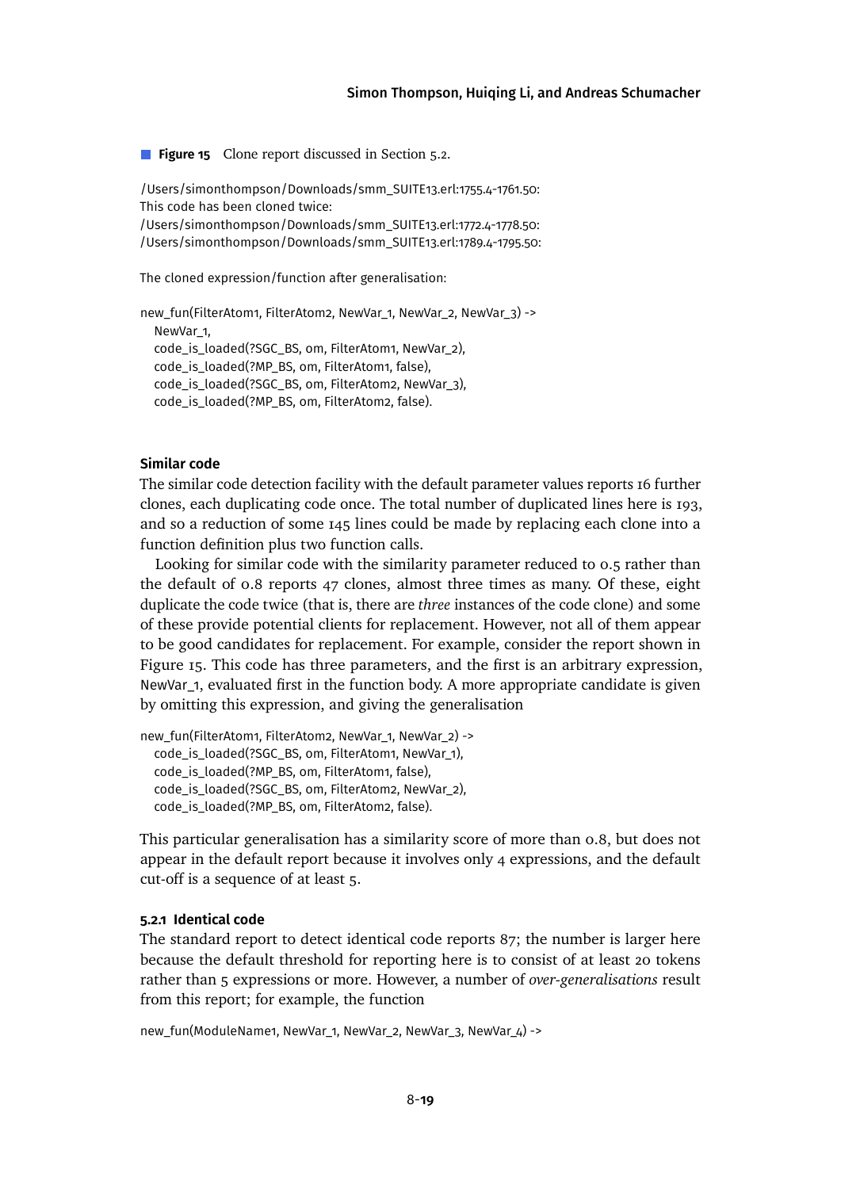**Figure 15** Clone report discussed in Section 5.2.

```
/Users/simonthompson/Downloads/smm_SUITE13.erl:1755.4-1761.50:
This code has been cloned twice:
/Users/simonthompson/Downloads/smm_SUITE13.erl:1772.4-1778.50:
/Users/simonthompson/Downloads/smm_SUITE13.erl:1789.4-1795.50:

The cloned expression/function after generalisation:

new_fun(FilterAtom1, FilterAtom2, NewVar_1, NewVar_2, NewVar_3) ->
   NewVar_1,
   code_is_loaded(?SGC_BS, om, FilterAtom1, NewVar_2),
   code_is_loaded(?MP_BS, om, FilterAtom1, false),
   code_is_loaded(?SGC_BS, om, FilterAtom2, NewVar_3),
   code_is_loaded(?MP_BS, om, FilterAtom2, false).
```

**Similar code**

The similar code detection facility with the default parameter values reports 16 further clones, each duplicating code once. The total number of duplicated lines here is 193, and so a reduction of some 145 lines could be made by replacing each clone into a function definition plus two function calls.

Looking for similar code with the similarity parameter reduced to 0.5 rather than the default of 0.8 reports 47 clones, almost three times as many. Of these, eight duplicate the code twice (that is, there are *three* instances of the code clone) and some of these provide potential clients for replacement. However, not all of them appear to be good candidates for replacement. For example, consider the report shown in Figure 15. This code has three parameters, and the first is an arbitrary expression, NewVar_1, evaluated first in the function body. A more appropriate candidate is given by omitting this expression, and giving the generalisation

```
new_fun(FilterAtom1, FilterAtom2, NewVar_1, NewVar_2) ->
   code_is_loaded(?SGC_BS, om, FilterAtom1, NewVar_1),
   code_is_loaded(?MP_BS, om, FilterAtom1, false),
   code_is_loaded(?SGC_BS, om, FilterAtom2, NewVar_2),
   code_is_loaded(?MP_BS, om, FilterAtom2, false).
```

This particular generalisation has a similarity score of more than 0.8, but does not appear in the default report because it involves only 4 expressions, and the default cut-off is a sequence of at least 5.

#### 5.2.1 Identical code

The standard report to detect identical code reports 87; the number is larger here because the default threshold for reporting here is to consist of at least 20 tokens rather than 5 expressions or more. However, a number of *over-generalisations* result from this report; for example, the function

```
new_fun(ModuleName1, NewVar_1, NewVar_2, NewVar_3, NewVar_4) ->
```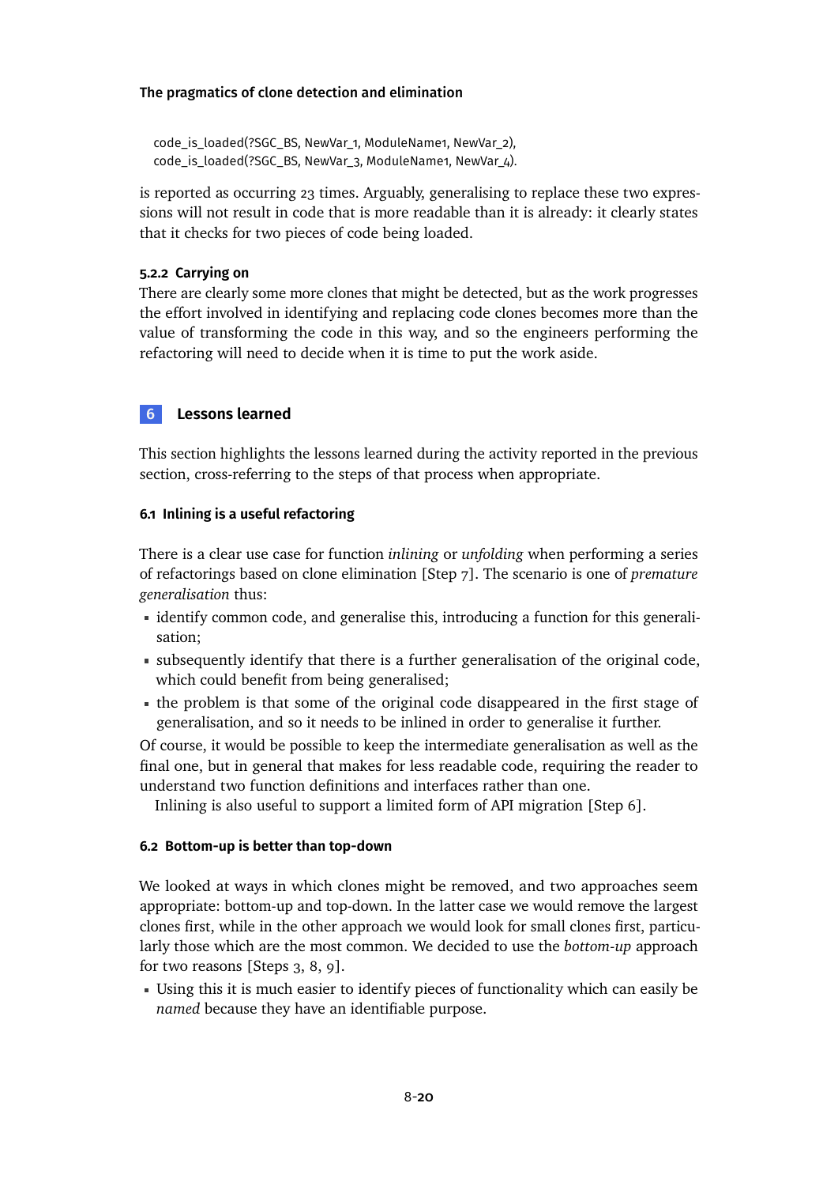```
code_is_loaded(?SGC_BS, NewVar_1, ModuleName1, NewVar_2),
code_is_loaded(?SGC_BS, NewVar_3, ModuleName1, NewVar_4).
```

is reported as occurring 23 times. Arguably, generalising to replace these two expressions will not result in code that is more readable than it is already: it clearly states that it checks for two pieces of code being loaded.

#### 5.2.2 Carrying on

There are clearly some more clones that might be detected, but as the work progresses the effort involved in identifying and replacing code clones becomes more than the value of transforming the code in this way, and so the engineers performing the refactoring will need to decide when it is time to put the work aside.

## 6 Lessons learned

This section highlights the lessons learned during the activity reported in the previous section, cross-referring to the steps of that process when appropriate.

### 6.1 Inlining is a useful refactoring

There is a clear use case for function *inlining* or *unfolding* when performing a series of refactorings based on clone elimination [Step 7]. The scenario is one of *premature generalisation* thus:

- identify common code, and generalise this, introducing a function for this generalisation;
- subsequently identify that there is a further generalisation of the original code, which could benefit from being generalised;
- the problem is that some of the original code disappeared in the first stage of generalisation, and so it needs to be inlined in order to generalise it further.

Of course, it would be possible to keep the intermediate generalisation as well as the final one, but in general that makes for less readable code, requiring the reader to understand two function definitions and interfaces rather than one.

Inlining is also useful to support a limited form of API migration [Step 6].

### 6.2 Bottom-up is better than top-down

We looked at ways in which clones might be removed, and two approaches seem appropriate: bottom-up and top-down. In the latter case we would remove the largest clones first, while in the other approach we would look for small clones first, particularly those which are the most common. We decided to use the *bottom-up* approach for two reasons [Steps 3, 8, 9].

- Using this it is much easier to identify pieces of functionality which can easily be *named* because they have an identifiable purpose.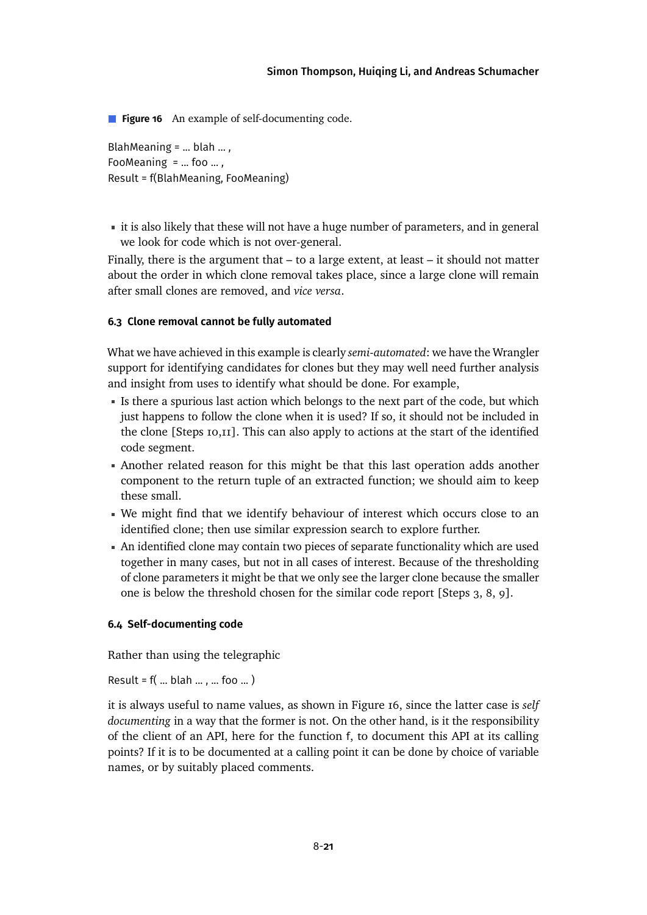**Figure 16** An example of self-documenting code.

```
BlahMeaning = ... blah ... ,
FooMeaning  = ... foo ... ,
Result = f(BlahMeaning, FooMeaning)
```

- it is also likely that these will not have a huge number of parameters, and in general we look for code which is not over-general.

Finally, there is the argument that – to a large extent, at least – it should not matter about the order in which clone removal takes place, since a large clone will remain after small clones are removed, and *vice versa*.

### 6.3 Clone removal cannot be fully automated

What we have achieved in this example is clearly *semi-automated*: we have the Wrangler support for identifying candidates for clones but they may well need further analysis and insight from uses to identify what should be done. For example,

- Is there a spurious last action which belongs to the next part of the code, but which just happens to follow the clone when it is used? If so, it should not be included in the clone [Steps 10,11]. This can also apply to actions at the start of the identified code segment.
- Another related reason for this might be that this last operation adds another component to the return tuple of an extracted function; we should aim to keep these small.
- We might find that we identify behaviour of interest which occurs close to an identified clone; then use similar expression search to explore further.
- An identified clone may contain two pieces of separate functionality which are used together in many cases, but not in all cases of interest. Because of the thresholding of clone parameters it might be that we only see the larger clone because the smaller one is below the threshold chosen for the similar code report [Steps 3, 8, 9].

### 6.4 Self-documenting code

Rather than using the telegraphic

```
Result = f( ... blah ... , ... foo ... )
```

it is always useful to name values, as shown in Figure 16, since the latter case is *self documenting* in a way that the former is not. On the other hand, is it the responsibility of the client of an API, here for the function f, to document this API at its calling points? If it is to be documented at a calling point it can be done by choice of variable names, or by suitably placed comments.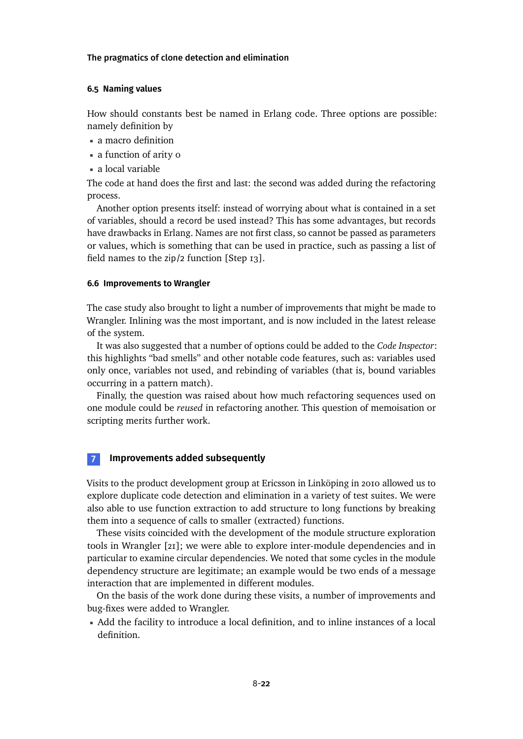### 6.5 Naming values

How should constants best be named in Erlang code. Three options are possible: namely definition by

- a macro definition
- a function of arity 0
- a local variable

The code at hand does the first and last: the second was added during the refactoring process.

Another option presents itself: instead of worrying about what is contained in a set of variables, should a record be used instead? This has some advantages, but records have drawbacks in Erlang. Names are not first class, so cannot be passed as parameters or values, which is something that can be used in practice, such as passing a list of field names to the zip/2 function [Step 13].

### 6.6 Improvements to Wrangler

The case study also brought to light a number of improvements that might be made to Wrangler. Inlining was the most important, and is now included in the latest release of the system.

It was also suggested that a number of options could be added to the *Code Inspector*: this highlights "bad smells" and other notable code features, such as: variables used only once, variables not used, and rebinding of variables (that is, bound variables occurring in a pattern match).

Finally, the question was raised about how much refactoring sequences used on one module could be *reused* in refactoring another. This question of memoisation or scripting merits further work.

## 7 Improvements added subsequently

Visits to the product development group at Ericsson in Linköping in 2010 allowed us to explore duplicate code detection and elimination in a variety of test suites. We were also able to use function extraction to add structure to long functions by breaking them into a sequence of calls to smaller (extracted) functions.

These visits coincided with the development of the module structure exploration tools in Wrangler [21]; we were able to explore inter-module dependencies and in particular to examine circular dependencies. We noted that some cycles in the module dependency structure are legitimate; an example would be two ends of a message interaction that are implemented in different modules.

On the basis of the work done during these visits, a number of improvements and bug-fixes were added to Wrangler.

- Add the facility to introduce a local definition, and to inline instances of a local definition.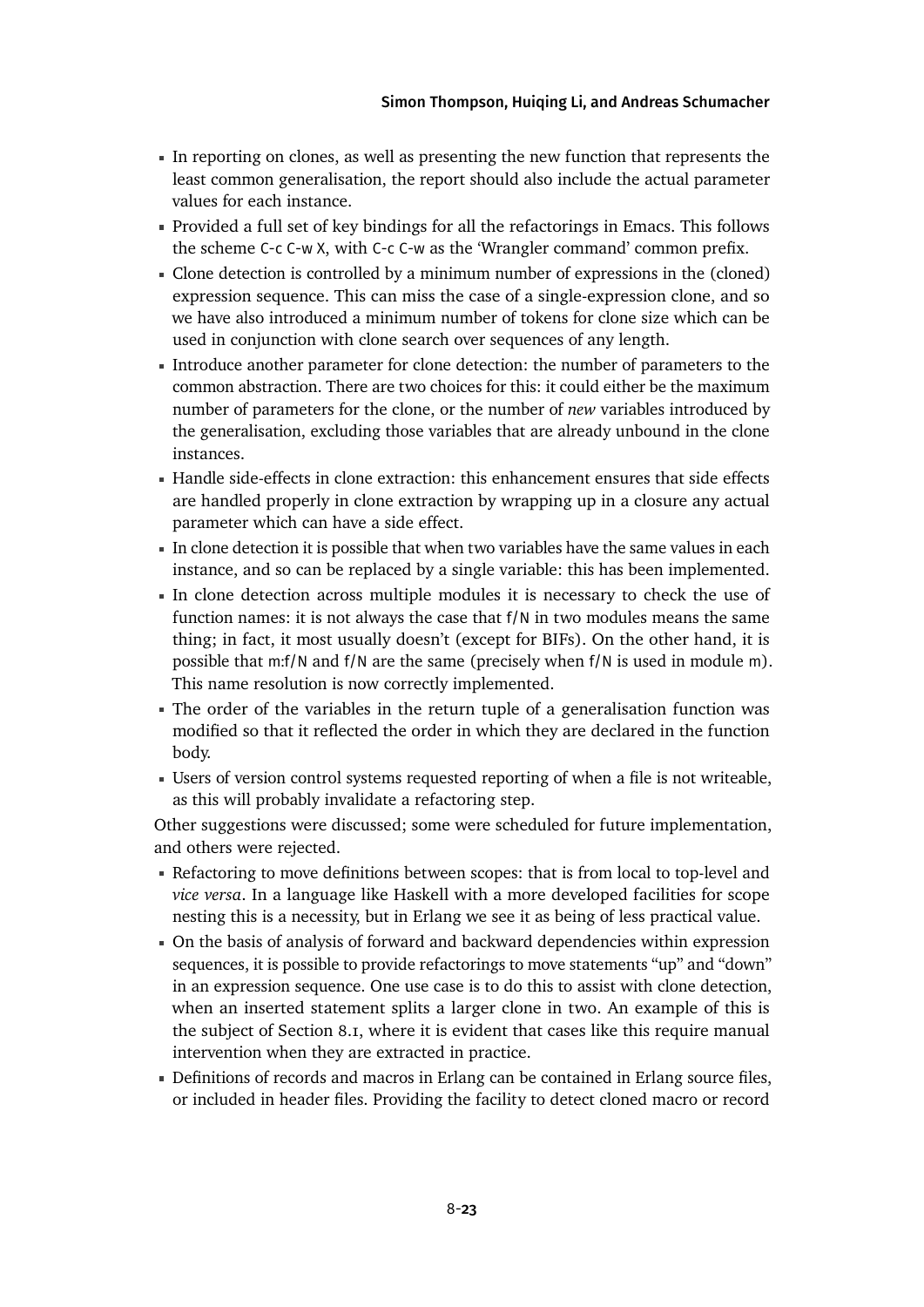- In reporting on clones, as well as presenting the new function that represents the least common generalisation, the report should also include the actual parameter values for each instance.
- Provided a full set of key bindings for all the refactorings in Emacs. This follows the scheme `C-c C-w X`, with `C-c C-w` as the 'Wrangler command' common prefix.
- Clone detection is controlled by a minimum number of expressions in the (cloned) expression sequence. This can miss the case of a single-expression clone, and so we have also introduced a minimum number of tokens for clone size which can be used in conjunction with clone search over sequences of any length.
- Introduce another parameter for clone detection: the number of parameters to the common abstraction. There are two choices for this: it could either be the maximum number of parameters for the clone, or the number of *new* variables introduced by the generalisation, excluding those variables that are already unbound in the clone instances.
- Handle side-effects in clone extraction: this enhancement ensures that side effects are handled properly in clone extraction by wrapping up in a closure any actual parameter which can have a side effect.
- In clone detection it is possible that when two variables have the same values in each instance, and so can be replaced by a single variable: this has been implemented.
- In clone detection across multiple modules it is necessary to check the use of function names: it is not always the case that `f/N` in two modules means the same thing; in fact, it most usually doesn't (except for BIFs). On the other hand, it is possible that `m:f/N` and `f/N` are the same (precisely when `f/N` is used in module `m`). This name resolution is now correctly implemented.
- The order of the variables in the return tuple of a generalisation function was modified so that it reflected the order in which they are declared in the function body.
- Users of version control systems requested reporting of when a file is not writeable, as this will probably invalidate a refactoring step.

Other suggestions were discussed; some were scheduled for future implementation, and others were rejected.

- Refactoring to move definitions between scopes: that is from local to top-level and *vice versa*. In a language like Haskell with a more developed facilities for scope nesting this is a necessity, but in Erlang we see it as being of less practical value.
- On the basis of analysis of forward and backward dependencies within expression sequences, it is possible to provide refactorings to move statements "up" and "down" in an expression sequence. One use case is to do this to assist with clone detection, when an inserted statement splits a larger clone in two. An example of this is the subject of Section 8.1, where it is evident that cases like this require manual intervention when they are extracted in practice.
- Definitions of records and macros in Erlang can be contained in Erlang source files, or included in header files. Providing the facility to detect cloned macro or record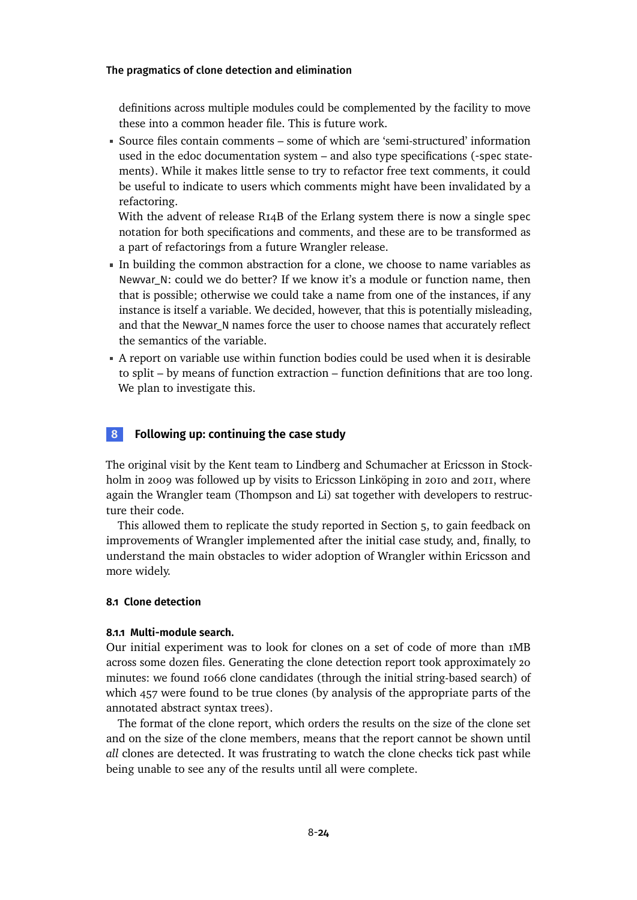definitions across multiple modules could be complemented by the facility to move these into a common header file. This is future work.

- Source files contain comments – some of which are 'semi-structured' information used in the edoc documentation system – and also type specifications (`-spec` statements). While it makes little sense to try to refactor free text comments, it could be useful to indicate to users which comments might have been invalidated by a refactoring.

  With the advent of release R14B of the Erlang system there is now a single `spec` notation for both specifications and comments, and these are to be transformed as a part of refactorings from a future Wrangler release.
- In building the common abstraction for a clone, we choose to name variables as `Newvar_N`: could we do better? If we know it's a module or function name, then that is possible; otherwise we could take a name from one of the instances, if any instance is itself a variable. We decided, however, that this is potentially misleading, and that the `Newvar_N` names force the user to choose names that accurately reflect the semantics of the variable.
- A report on variable use within function bodies could be used when it is desirable to split – by means of function extraction – function definitions that are too long. We plan to investigate this.

## 8 Following up: continuing the case study

The original visit by the Kent team to Lindberg and Schumacher at Ericsson in Stockholm in 2009 was followed up by visits to Ericsson Linköping in 2010 and 2011, where again the Wrangler team (Thompson and Li) sat together with developers to restructure their code.

This allowed them to replicate the study reported in Section 5, to gain feedback on improvements of Wrangler implemented after the initial case study, and, finally, to understand the main obstacles to wider adoption of Wrangler within Ericsson and more widely.

### 8.1 Clone detection

#### 8.1.1 Multi-module search.

Our initial experiment was to look for clones on a set of code of more than 1MB across some dozen files. Generating the clone detection report took approximately 20 minutes: we found 1066 clone candidates (through the initial string-based search) of which 457 were found to be true clones (by analysis of the appropriate parts of the annotated abstract syntax trees).

The format of the clone report, which orders the results on the size of the clone set and on the size of the clone members, means that the report cannot be shown until *all* clones are detected. It was frustrating to watch the clone checks tick past while being unable to see any of the results until all were complete.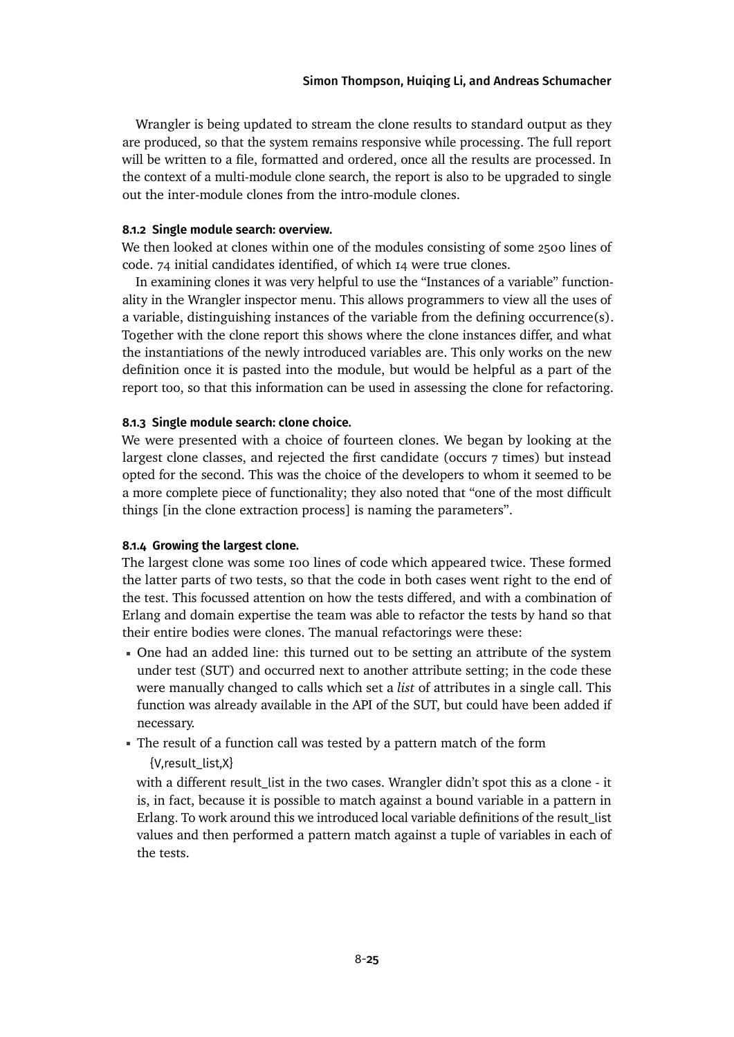Wrangler is being updated to stream the clone results to standard output as they are produced, so that the system remains responsive while processing. The full report will be written to a file, formatted and ordered, once all the results are processed. In the context of a multi-module clone search, the report is also to be upgraded to single out the inter-module clones from the intro-module clones.

#### 8.1.2 Single module search: overview.

We then looked at clones within one of the modules consisting of some 2500 lines of code. 74 initial candidates identified, of which 14 were true clones.

In examining clones it was very helpful to use the "Instances of a variable" functionality in the Wrangler inspector menu. This allows programmers to view all the uses of a variable, distinguishing instances of the variable from the defining occurrence(s). Together with the clone report this shows where the clone instances differ, and what the instantiations of the newly introduced variables are. This only works on the new definition once it is pasted into the module, but would be helpful as a part of the report too, so that this information can be used in assessing the clone for refactoring.

#### 8.1.3 Single module search: clone choice.

We were presented with a choice of fourteen clones. We began by looking at the largest clone classes, and rejected the first candidate (occurs 7 times) but instead opted for the second. This was the choice of the developers to whom it seemed to be a more complete piece of functionality; they also noted that "one of the most difficult things [in the clone extraction process] is naming the parameters".

#### 8.1.4 Growing the largest clone.

The largest clone was some 100 lines of code which appeared twice. These formed the latter parts of two tests, so that the code in both cases went right to the end of the test. This focussed attention on how the tests differed, and with a combination of Erlang and domain expertise the team was able to refactor the tests by hand so that their entire bodies were clones. The manual refactorings were these:

- One had an added line: this turned out to be setting an attribute of the system under test (SUT) and occurred next to another attribute setting; in the code these were manually changed to calls which set a *list* of attributes in a single call. This function was already available in the API of the SUT, but could have been added if necessary.
- The result of a function call was tested by a pattern match of the form

  ```
  {V,result_list,X}
  ```

  with a different result_list in the two cases. Wrangler didn't spot this as a clone - it is, in fact, because it is possible to match against a bound variable in a pattern in Erlang. To work around this we introduced local variable definitions of the result_list values and then performed a pattern match against a tuple of variables in each of the tests.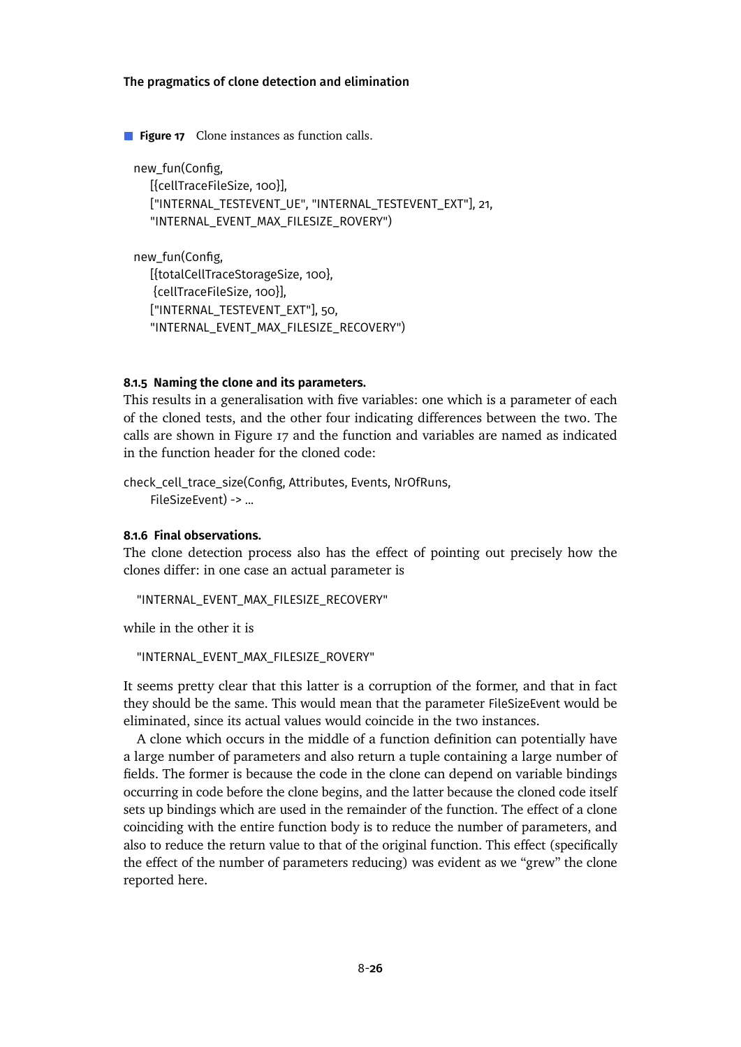**Figure 17** Clone instances as function calls.

```
new_fun(Config,
    [{cellTraceFileSize, 100}],
    ["INTERNAL_TESTEVENT_UE", "INTERNAL_TESTEVENT_EXT"], 21,
    "INTERNAL_EVENT_MAX_FILESIZE_ROVERY")

new_fun(Config,
    [{totalCellTraceStorageSize, 100},
     {cellTraceFileSize, 100}],
    ["INTERNAL_TESTEVENT_EXT"], 50,
    "INTERNAL_EVENT_MAX_FILESIZE_RECOVERY")
```

#### 8.1.5 Naming the clone and its parameters.

This results in a generalisation with five variables: one which is a parameter of each of the cloned tests, and the other four indicating differences between the two. The calls are shown in Figure 17 and the function and variables are named as indicated in the function header for the cloned code:

```
check_cell_trace_size(Config, Attributes, Events, NrOfRuns,
    FileSizeEvent) -> ...
```

#### 8.1.6 Final observations.

The clone detection process also has the effect of pointing out precisely how the clones differ: in one case an actual parameter is

```
"INTERNAL_EVENT_MAX_FILESIZE_RECOVERY"
```

while in the other it is

```
"INTERNAL_EVENT_MAX_FILESIZE_ROVERY"
```

It seems pretty clear that this latter is a corruption of the former, and that in fact they should be the same. This would mean that the parameter `FileSizeEvent` would be eliminated, since its actual values would coincide in the two instances.

A clone which occurs in the middle of a function definition can potentially have a large number of parameters and also return a tuple containing a large number of fields. The former is because the code in the clone can depend on variable bindings occurring in code before the clone begins, and the latter because the cloned code itself sets up bindings which are used in the remainder of the function. The effect of a clone coinciding with the entire function body is to reduce the number of parameters, and also to reduce the return value to that of the original function. This effect (specifically the effect of the number of parameters reducing) was evident as we "grew" the clone reported here.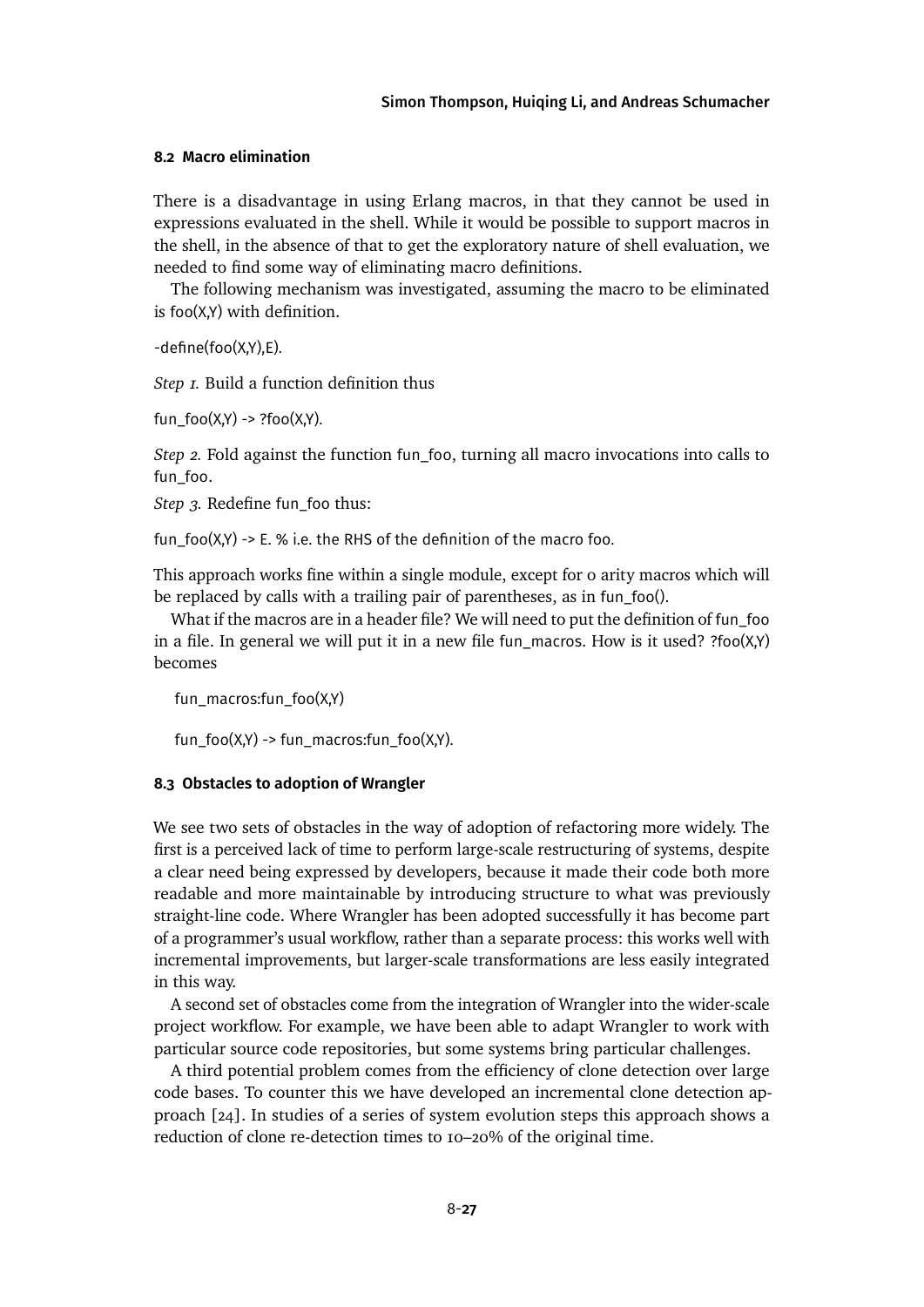### 8.2 Macro elimination

There is a disadvantage in using Erlang macros, in that they cannot be used in expressions evaluated in the shell. While it would be possible to support macros in the shell, in the absence of that to get the exploratory nature of shell evaluation, we needed to find some way of eliminating macro definitions.

The following mechanism was investigated, assuming the macro to be eliminated is foo(X,Y) with definition.

```
-define(foo(X,Y),E).
```

*Step 1.* Build a function definition thus

```
fun_foo(X,Y) -> ?foo(X,Y).
```

*Step 2.* Fold against the function fun_foo, turning all macro invocations into calls to fun_foo.

*Step 3.* Redefine fun_foo thus:

```
fun_foo(X,Y) -> E. % i.e. the RHS of the definition of the macro foo.
```

This approach works fine within a single module, except for 0 arity macros which will be replaced by calls with a trailing pair of parentheses, as in fun_foo().

What if the macros are in a header file? We will need to put the definition of fun_foo in a file. In general we will put it in a new file fun_macros. How is it used? ?foo(X,Y) becomes

```
fun_macros:fun_foo(X,Y)

fun_foo(X,Y) -> fun_macros:fun_foo(X,Y).
```

### 8.3 Obstacles to adoption of Wrangler

We see two sets of obstacles in the way of adoption of refactoring more widely. The first is a perceived lack of time to perform large-scale restructuring of systems, despite a clear need being expressed by developers, because it made their code both more readable and more maintainable by introducing structure to what was previously straight-line code. Where Wrangler has been adopted successfully it has become part of a programmer's usual workflow, rather than a separate process: this works well with incremental improvements, but larger-scale transformations are less easily integrated in this way.

A second set of obstacles come from the integration of Wrangler into the wider-scale project workflow. For example, we have been able to adapt Wrangler to work with particular source code repositories, but some systems bring particular challenges.

A third potential problem comes from the efficiency of clone detection over large code bases. To counter this we have developed an incremental clone detection approach [24]. In studies of a series of system evolution steps this approach shows a reduction of clone re-detection times to 10–20% of the original time.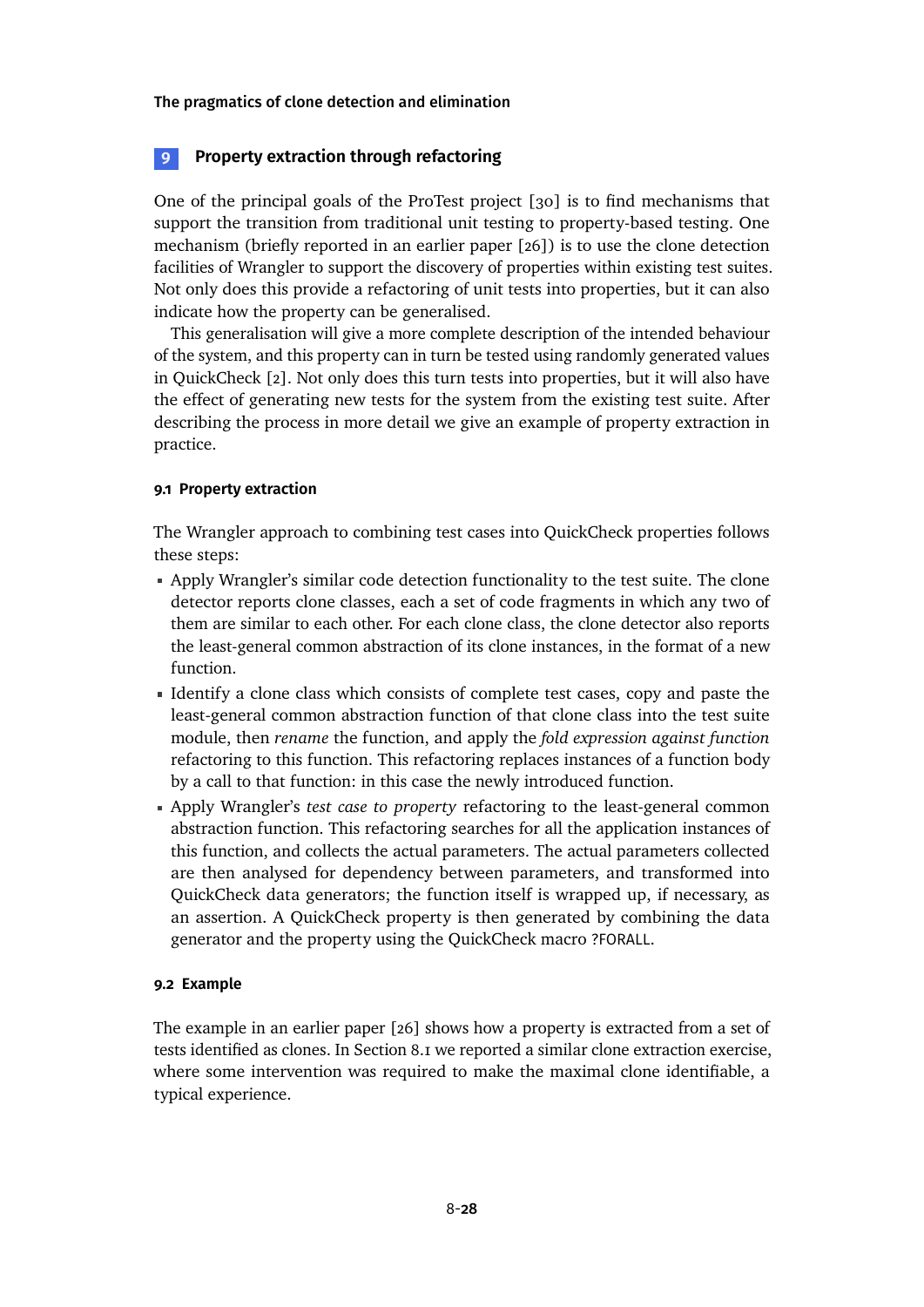## 9 Property extraction through refactoring

One of the principal goals of the ProTest project [30] is to find mechanisms that support the transition from traditional unit testing to property-based testing. One mechanism (briefly reported in an earlier paper [26]) is to use the clone detection facilities of Wrangler to support the discovery of properties within existing test suites. Not only does this provide a refactoring of unit tests into properties, but it can also indicate how the property can be generalised.

This generalisation will give a more complete description of the intended behaviour of the system, and this property can in turn be tested using randomly generated values in QuickCheck [2]. Not only does this turn tests into properties, but it will also have the effect of generating new tests for the system from the existing test suite. After describing the process in more detail we give an example of property extraction in practice.

### 9.1 Property extraction

The Wrangler approach to combining test cases into QuickCheck properties follows these steps:

- Apply Wrangler's similar code detection functionality to the test suite. The clone detector reports clone classes, each a set of code fragments in which any two of them are similar to each other. For each clone class, the clone detector also reports the least-general common abstraction of its clone instances, in the format of a new function.
- Identify a clone class which consists of complete test cases, copy and paste the least-general common abstraction function of that clone class into the test suite module, then *rename* the function, and apply the *fold expression against function* refactoring to this function. This refactoring replaces instances of a function body by a call to that function: in this case the newly introduced function.
- Apply Wrangler's *test case to property* refactoring to the least-general common abstraction function. This refactoring searches for all the application instances of this function, and collects the actual parameters. The actual parameters collected are then analysed for dependency between parameters, and transformed into QuickCheck data generators; the function itself is wrapped up, if necessary, as an assertion. A QuickCheck property is then generated by combining the data generator and the property using the QuickCheck macro `?FORALL`.

### 9.2 Example

The example in an earlier paper [26] shows how a property is extracted from a set of tests identified as clones. In Section 8.1 we reported a similar clone extraction exercise, where some intervention was required to make the maximal clone identifiable, a typical experience.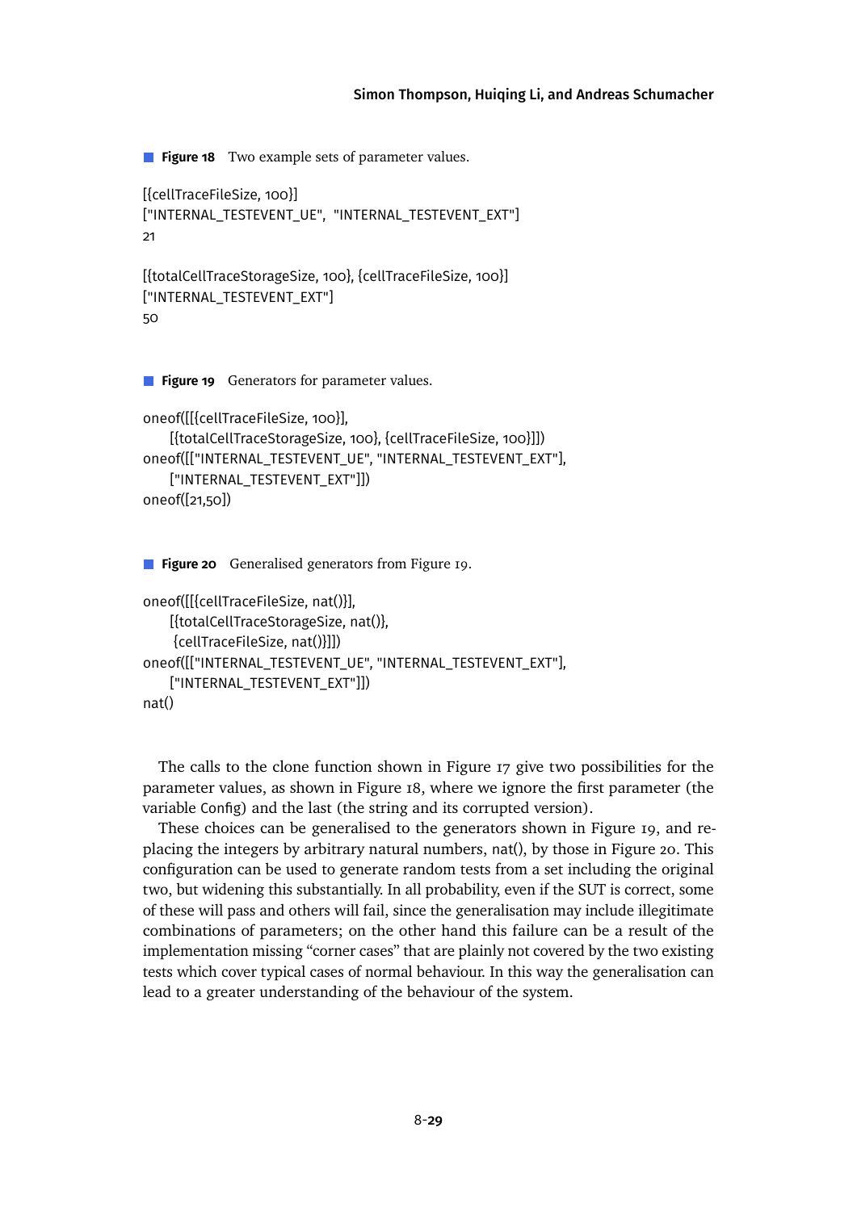**Figure 18** Two example sets of parameter values.

```
[{cellTraceFileSize, 100}]
["INTERNAL_TESTEVENT_UE",  "INTERNAL_TESTEVENT_EXT"]
21

[{totalCellTraceStorageSize, 100}, {cellTraceFileSize, 100}]
["INTERNAL_TESTEVENT_EXT"]
50
```

**Figure 19** Generators for parameter values.

```
oneof([[{cellTraceFileSize, 100}],
      [{totalCellTraceStorageSize, 100}, {cellTraceFileSize, 100}]])
oneof([["INTERNAL_TESTEVENT_UE", "INTERNAL_TESTEVENT_EXT"],
      ["INTERNAL_TESTEVENT_EXT"]])
oneof([21,50])
```

**Figure 20** Generalised generators from Figure 19.

```
oneof([[{cellTraceFileSize, nat()}],
      [{totalCellTraceStorageSize, nat()},
       {cellTraceFileSize, nat()}]])
oneof([["INTERNAL_TESTEVENT_UE", "INTERNAL_TESTEVENT_EXT"],
      ["INTERNAL_TESTEVENT_EXT"]])
nat()
```

The calls to the clone function shown in Figure 17 give two possibilities for the parameter values, as shown in Figure 18, where we ignore the first parameter (the variable Config) and the last (the string and its corrupted version).

These choices can be generalised to the generators shown in Figure 19, and replacing the integers by arbitrary natural numbers, nat(), by those in Figure 20. This configuration can be used to generate random tests from a set including the original two, but widening this substantially. In all probability, even if the SUT is correct, some of these will pass and others will fail, since the generalisation may include illegitimate combinations of parameters; on the other hand this failure can be a result of the implementation missing "corner cases" that are plainly not covered by the two existing tests which cover typical cases of normal behaviour. In this way the generalisation can lead to a greater understanding of the behaviour of the system.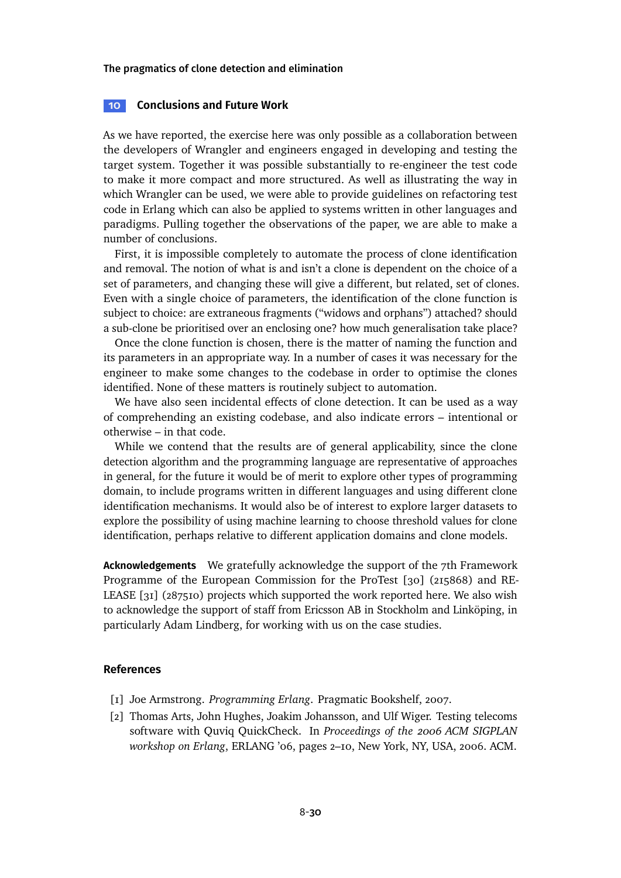## 10 Conclusions and Future Work

As we have reported, the exercise here was only possible as a collaboration between the developers of Wrangler and engineers engaged in developing and testing the target system. Together it was possible substantially to re-engineer the test code to make it more compact and more structured. As well as illustrating the way in which Wrangler can be used, we were able to provide guidelines on refactoring test code in Erlang which can also be applied to systems written in other languages and paradigms. Pulling together the observations of the paper, we are able to make a number of conclusions.

First, it is impossible completely to automate the process of clone identification and removal. The notion of what is and isn't a clone is dependent on the choice of a set of parameters, and changing these will give a different, but related, set of clones. Even with a single choice of parameters, the identification of the clone function is subject to choice: are extraneous fragments ("widows and orphans") attached? should a sub-clone be prioritised over an enclosing one? how much generalisation take place?

Once the clone function is chosen, there is the matter of naming the function and its parameters in an appropriate way. In a number of cases it was necessary for the engineer to make some changes to the codebase in order to optimise the clones identified. None of these matters is routinely subject to automation.

We have also seen incidental effects of clone detection. It can be used as a way of comprehending an existing codebase, and also indicate errors – intentional or otherwise – in that code.

While we contend that the results are of general applicability, since the clone detection algorithm and the programming language are representative of approaches in general, for the future it would be of merit to explore other types of programming domain, to include programs written in different languages and using different clone identification mechanisms. It would also be of interest to explore larger datasets to explore the possibility of using machine learning to choose threshold values for clone identification, perhaps relative to different application domains and clone models.

**Acknowledgements** We gratefully acknowledge the support of the 7th Framework Programme of the European Commission for the ProTest [30] (215868) and RELEASE [31] (287510) projects which supported the work reported here. We also wish to acknowledge the support of staff from Ericsson AB in Stockholm and Linköping, in particularly Adam Lindberg, for working with us on the case studies.

## References

[1] Joe Armstrong. *Programming Erlang*. Pragmatic Bookshelf, 2007.

[2] Thomas Arts, John Hughes, Joakim Johansson, and Ulf Wiger. Testing telecoms software with Quviq QuickCheck. In *Proceedings of the 2006 ACM SIGPLAN workshop on Erlang*, ERLANG '06, pages 2–10, New York, NY, USA, 2006. ACM.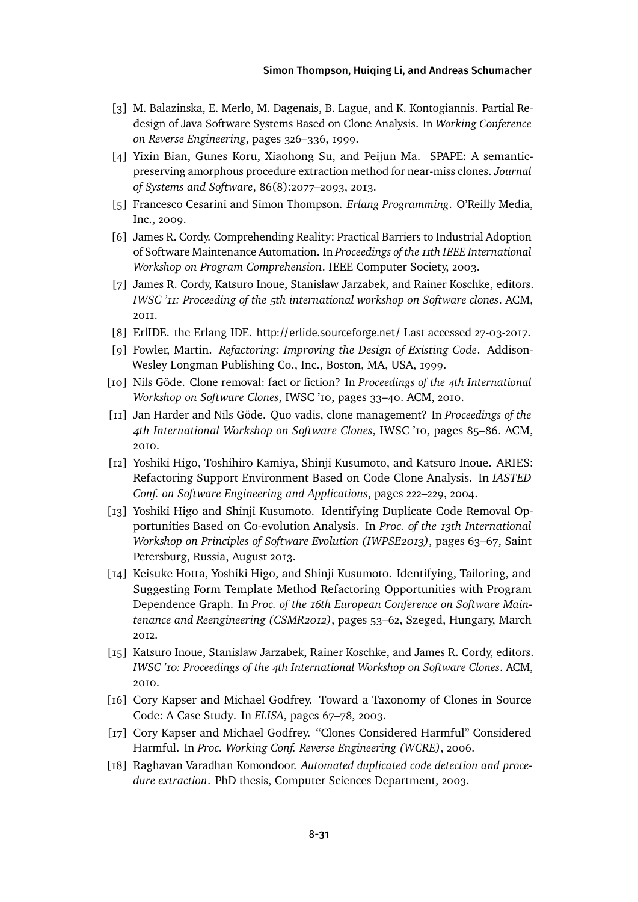[3] M. Balazinska, E. Merlo, M. Dagenais, B. Lague, and K. Kontogiannis. Partial Redesign of Java Software Systems Based on Clone Analysis. In *Working Conference on Reverse Engineering*, pages 326–336, 1999.

[4] Yixin Bian, Gunes Koru, Xiaohong Su, and Peijun Ma. SPAPE: A semantic-preserving amorphous procedure extraction method for near-miss clones. *Journal of Systems and Software*, 86(8):2077–2093, 2013.

[5] Francesco Cesarini and Simon Thompson. *Erlang Programming*. O'Reilly Media, Inc., 2009.

[6] James R. Cordy. Comprehending Reality: Practical Barriers to Industrial Adoption of Software Maintenance Automation. In *Proceedings of the 11th IEEE International Workshop on Program Comprehension*. IEEE Computer Society, 2003.

[7] James R. Cordy, Katsuro Inoue, Stanislaw Jarzabek, and Rainer Koschke, editors. *IWSC '11: Proceeding of the 5th international workshop on Software clones*. ACM, 2011.

[8] ErlIDE. the Erlang IDE. http://erlide.sourceforge.net/ Last accessed 27-03-2017.

[9] Fowler, Martin. *Refactoring: Improving the Design of Existing Code*. Addison-Wesley Longman Publishing Co., Inc., Boston, MA, USA, 1999.

[10] Nils Göde. Clone removal: fact or fiction? In *Proceedings of the 4th International Workshop on Software Clones*, IWSC '10, pages 33–40. ACM, 2010.

[11] Jan Harder and Nils Göde. Quo vadis, clone management? In *Proceedings of the 4th International Workshop on Software Clones*, IWSC '10, pages 85–86. ACM, 2010.

[12] Yoshiki Higo, Toshihiro Kamiya, Shinji Kusumoto, and Katsuro Inoue. ARIES: Refactoring Support Environment Based on Code Clone Analysis. In *IASTED Conf. on Software Engineering and Applications*, pages 222–229, 2004.

[13] Yoshiki Higo and Shinji Kusumoto. Identifying Duplicate Code Removal Opportunities Based on Co-evolution Analysis. In *Proc. of the 13th International Workshop on Principles of Software Evolution (IWPSE2013)*, pages 63–67, Saint Petersburg, Russia, August 2013.

[14] Keisuke Hotta, Yoshiki Higo, and Shinji Kusumoto. Identifying, Tailoring, and Suggesting Form Template Method Refactoring Opportunities with Program Dependence Graph. In *Proc. of the 16th European Conference on Software Maintenance and Reengineering (CSMR2012)*, pages 53–62, Szeged, Hungary, March 2012.

[15] Katsuro Inoue, Stanislaw Jarzabek, Rainer Koschke, and James R. Cordy, editors. *IWSC '10: Proceedings of the 4th International Workshop on Software Clones*. ACM, 2010.

[16] Cory Kapser and Michael Godfrey. Toward a Taxonomy of Clones in Source Code: A Case Study. In *ELISA*, pages 67–78, 2003.

[17] Cory Kapser and Michael Godfrey. "Clones Considered Harmful" Considered Harmful. In *Proc. Working Conf. Reverse Engineering (WCRE)*, 2006.

[18] Raghavan Varadhan Komondoor. *Automated duplicated code detection and procedure extraction*. PhD thesis, Computer Sciences Department, 2003.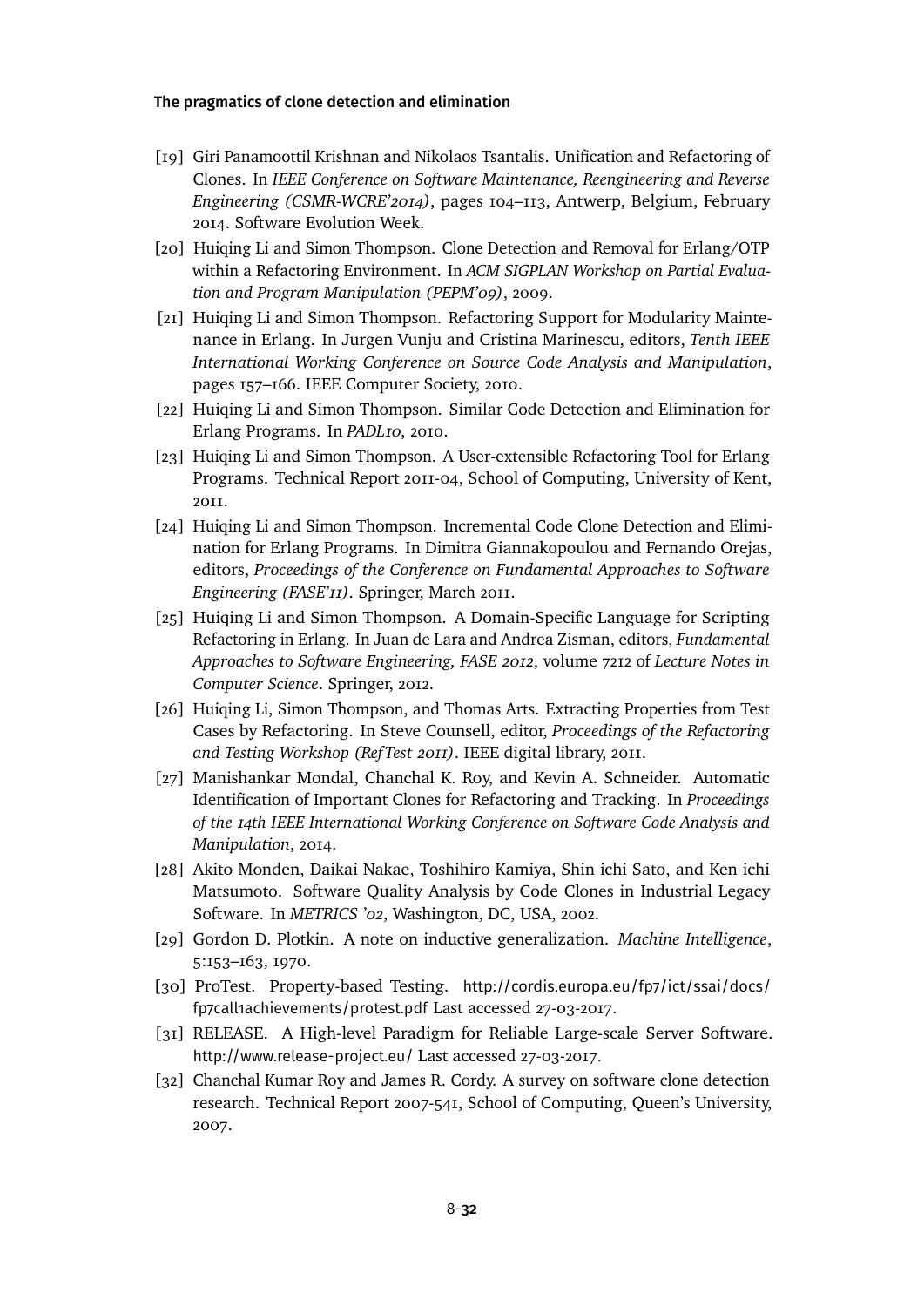[19] Giri Panamoottil Krishnan and Nikolaos Tsantalis. Unification and Refactoring of Clones. In *IEEE Conference on Software Maintenance, Reengineering and Reverse Engineering (CSMR-WCRE'2014)*, pages 104–113, Antwerp, Belgium, February 2014. Software Evolution Week.

[20] Huiqing Li and Simon Thompson. Clone Detection and Removal for Erlang/OTP within a Refactoring Environment. In *ACM SIGPLAN Workshop on Partial Evaluation and Program Manipulation (PEPM'09)*, 2009.

[21] Huiqing Li and Simon Thompson. Refactoring Support for Modularity Maintenance in Erlang. In Jurgen Vunju and Cristina Marinescu, editors, *Tenth IEEE International Working Conference on Source Code Analysis and Manipulation*, pages 157–166. IEEE Computer Society, 2010.

[22] Huiqing Li and Simon Thompson. Similar Code Detection and Elimination for Erlang Programs. In *PADL10*, 2010.

[23] Huiqing Li and Simon Thompson. A User-extensible Refactoring Tool for Erlang Programs. Technical Report 2011-04, School of Computing, University of Kent, 2011.

[24] Huiqing Li and Simon Thompson. Incremental Code Clone Detection and Elimination for Erlang Programs. In Dimitra Giannakopoulou and Fernando Orejas, editors, *Proceedings of the Conference on Fundamental Approaches to Software Engineering (FASE'11)*. Springer, March 2011.

[25] Huiqing Li and Simon Thompson. A Domain-Specific Language for Scripting Refactoring in Erlang. In Juan de Lara and Andrea Zisman, editors, *Fundamental Approaches to Software Engineering, FASE 2012*, volume 7212 of *Lecture Notes in Computer Science*. Springer, 2012.

[26] Huiqing Li, Simon Thompson, and Thomas Arts. Extracting Properties from Test Cases by Refactoring. In Steve Counsell, editor, *Proceedings of the Refactoring and Testing Workshop (RefTest 2011)*. IEEE digital library, 2011.

[27] Manishankar Mondal, Chanchal K. Roy, and Kevin A. Schneider. Automatic Identification of Important Clones for Refactoring and Tracking. In *Proceedings of the 14th IEEE International Working Conference on Software Code Analysis and Manipulation*, 2014.

[28] Akito Monden, Daikai Nakae, Toshihiro Kamiya, Shin ichi Sato, and Ken ichi Matsumoto. Software Quality Analysis by Code Clones in Industrial Legacy Software. In *METRICS '02*, Washington, DC, USA, 2002.

[29] Gordon D. Plotkin. A note on inductive generalization. *Machine Intelligence*, 5:153–163, 1970.

[30] ProTest. Property-based Testing. http://cordis.europa.eu/fp7/ict/ssai/docs/fp7call1achievements/protest.pdf Last accessed 27-03-2017.

[31] RELEASE. A High-level Paradigm for Reliable Large-scale Server Software. http://www.release-project.eu/ Last accessed 27-03-2017.

[32] Chanchal Kumar Roy and James R. Cordy. A survey on software clone detection research. Technical Report 2007-541, School of Computing, Queen's University, 2007.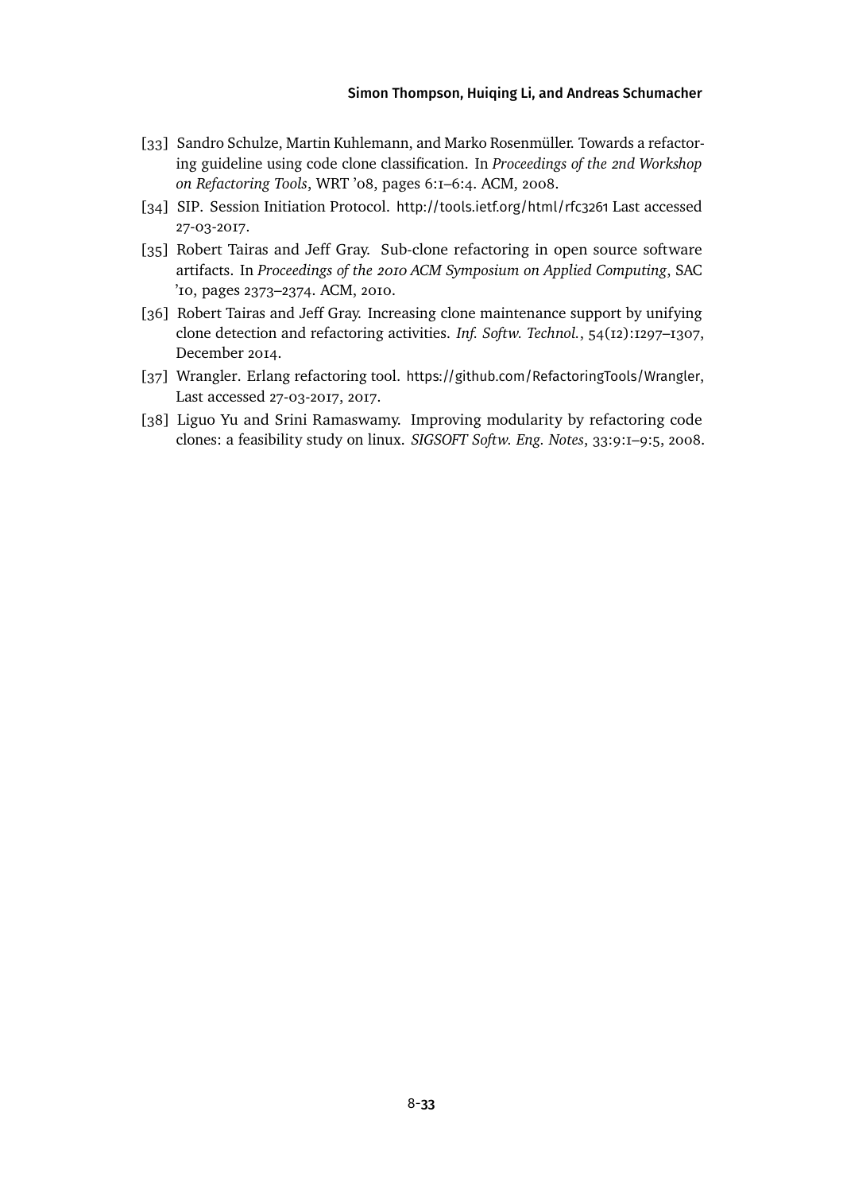[33] Sandro Schulze, Martin Kuhlemann, and Marko Rosenmüller. Towards a refactoring guideline using code clone classification. In *Proceedings of the 2nd Workshop on Refactoring Tools*, WRT '08, pages 6:1–6:4. ACM, 2008.

[34] SIP. Session Initiation Protocol. http://tools.ietf.org/html/rfc3261 Last accessed 27-03-2017.

[35] Robert Tairas and Jeff Gray. Sub-clone refactoring in open source software artifacts. In *Proceedings of the 2010 ACM Symposium on Applied Computing*, SAC '10, pages 2373–2374. ACM, 2010.

[36] Robert Tairas and Jeff Gray. Increasing clone maintenance support by unifying clone detection and refactoring activities. *Inf. Softw. Technol.*, 54(12):1297–1307, December 2014.

[37] Wrangler. Erlang refactoring tool. https://github.com/RefactoringTools/Wrangler, Last accessed 27-03-2017, 2017.

[38] Liguo Yu and Srini Ramaswamy. Improving modularity by refactoring code clones: a feasibility study on linux. *SIGSOFT Softw. Eng. Notes*, 33:9:1–9:5, 2008.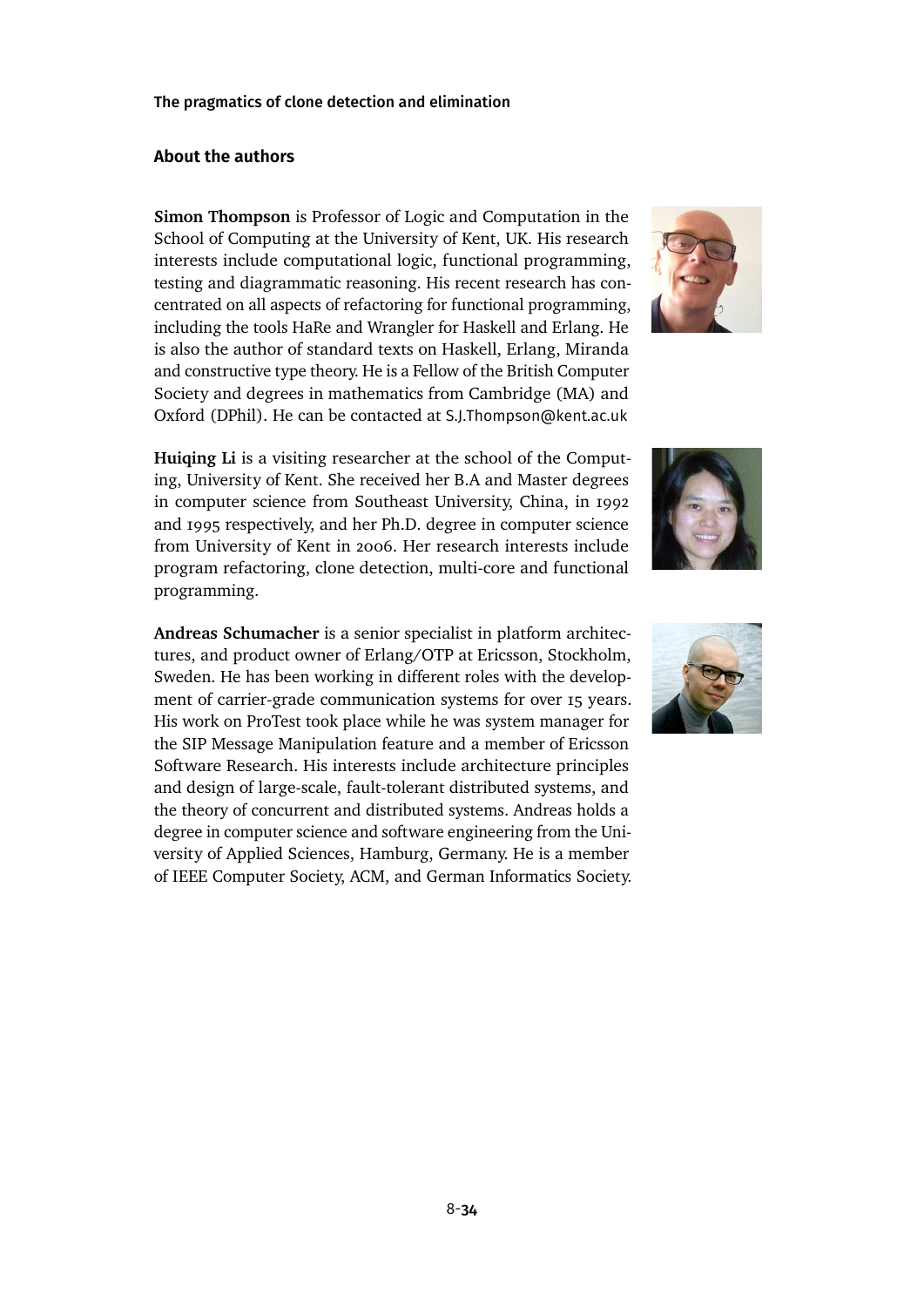## About the authors

**Simon Thompson** is Professor of Logic and Computation in the School of Computing at the University of Kent, UK. His research interests include computational logic, functional programming, testing and diagrammatic reasoning. His recent research has concentrated on all aspects of refactoring for functional programming, including the tools HaRe and Wrangler for Haskell and Erlang. He is also the author of standard texts on Haskell, Erlang, Miranda and constructive type theory. He is a Fellow of the British Computer Society and degrees in mathematics from Cambridge (MA) and Oxford (DPhil). He can be contacted at S.J.Thompson@kent.ac.uk

**Huiqing Li** is a visiting researcher at the school of the Computing, University of Kent. She received her B.A and Master degrees in computer science from Southeast University, China, in 1992 and 1995 respectively, and her Ph.D. degree in computer science from University of Kent in 2006. Her research interests include program refactoring, clone detection, multi-core and functional programming.

**Andreas Schumacher** is a senior specialist in platform architectures, and product owner of Erlang/OTP at Ericsson, Stockholm, Sweden. He has been working in different roles with the development of carrier-grade communication systems for over 15 years. His work on ProTest took place while he was system manager for the SIP Message Manipulation feature and a member of Ericsson Software Research. His interests include architecture principles and design of large-scale, fault-tolerant distributed systems, and the theory of concurrent and distributed systems. Andreas holds a degree in computer science and software engineering from the University of Applied Sciences, Hamburg, Germany. He is a member of IEEE Computer Society, ACM, and German Informatics Society.